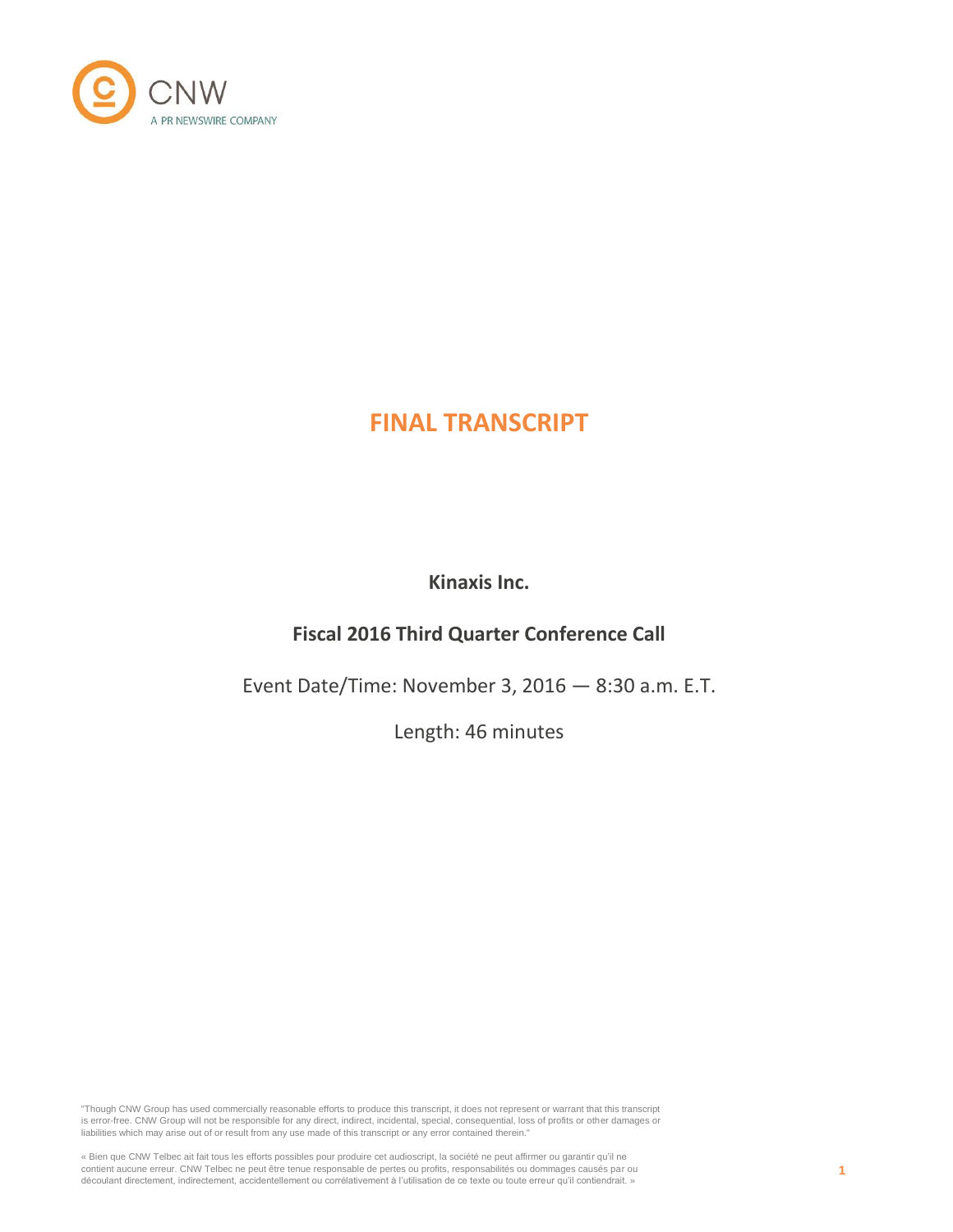CNW

A PR NEWSWIRE COMPANY

# FINAL TRANSCRIPT

**Kinaxis Inc.**

**Fiscal 2016 Third Quarter Conference Call**

Event Date/Time: November 3, 2016 — 8:30 a.m. E.T.

Length: 46 minutes

"Though CNW Group has used commercially reasonable efforts to produce this transcript, it does not represent or warrant that this transcript is error-free. CNW Group will not be responsible for any direct, indirect, incidental, special, consequential, loss of profits or other damages or liabilities which may arise out of or result from any use made of this transcript or any error contained therein."

« Bien que CNW Telbec ait fait tous les efforts possibles pour produire cet audioscript, la société ne peut affirmer ou garantir qu'il ne contient aucune erreur. CNW Telbec ne peut être tenue responsable de pertes ou profits, responsabilités ou dommages causés par ou découlant directement, indirectement, accidentellement ou corrélativement à l'utilisation de ce texte ou toute erreur qu'il contiendrait. »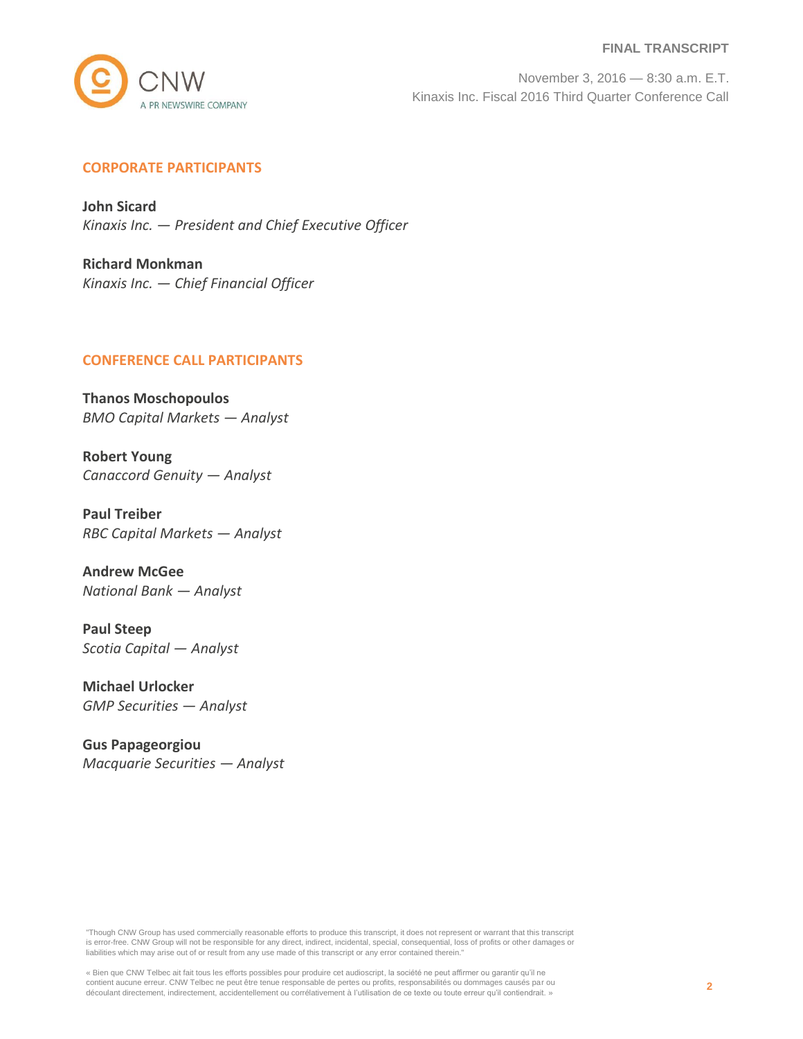## CORPORATE PARTICIPANTS

**John Sicard**
*Kinaxis Inc. — President and Chief Executive Officer*

**Richard Monkman**
*Kinaxis Inc. — Chief Financial Officer*

## CONFERENCE CALL PARTICIPANTS

**Thanos Moschopoulos**
*BMO Capital Markets — Analyst*

**Robert Young**
*Canaccord Genuity — Analyst*

**Paul Treiber**
*RBC Capital Markets — Analyst*

**Andrew McGee**
*National Bank — Analyst*

**Paul Steep**
*Scotia Capital — Analyst*

**Michael Urlocker**
*GMP Securities — Analyst*

**Gus Papageorgiou**
*Macquarie Securities — Analyst*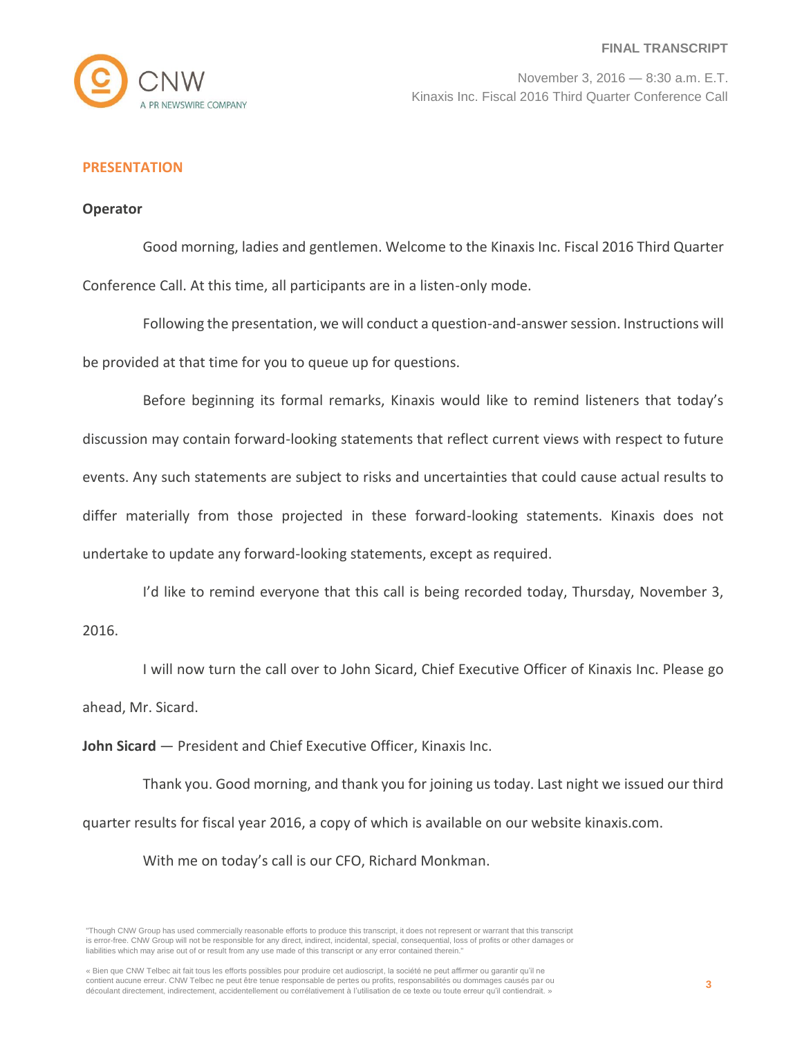## PRESENTATION

**Operator**

Good morning, ladies and gentlemen. Welcome to the Kinaxis Inc. Fiscal 2016 Third Quarter Conference Call. At this time, all participants are in a listen-only mode.

Following the presentation, we will conduct a question-and-answer session. Instructions will be provided at that time for you to queue up for questions.

Before beginning its formal remarks, Kinaxis would like to remind listeners that today's discussion may contain forward-looking statements that reflect current views with respect to future events. Any such statements are subject to risks and uncertainties that could cause actual results to differ materially from those projected in these forward-looking statements. Kinaxis does not undertake to update any forward-looking statements, except as required.

I'd like to remind everyone that this call is being recorded today, Thursday, November 3, 2016.

I will now turn the call over to John Sicard, Chief Executive Officer of Kinaxis Inc. Please go ahead, Mr. Sicard.

**John Sicard** — President and Chief Executive Officer, Kinaxis Inc.

Thank you. Good morning, and thank you for joining us today. Last night we issued our third quarter results for fiscal year 2016, a copy of which is available on our website kinaxis.com.

With me on today's call is our CFO, Richard Monkman.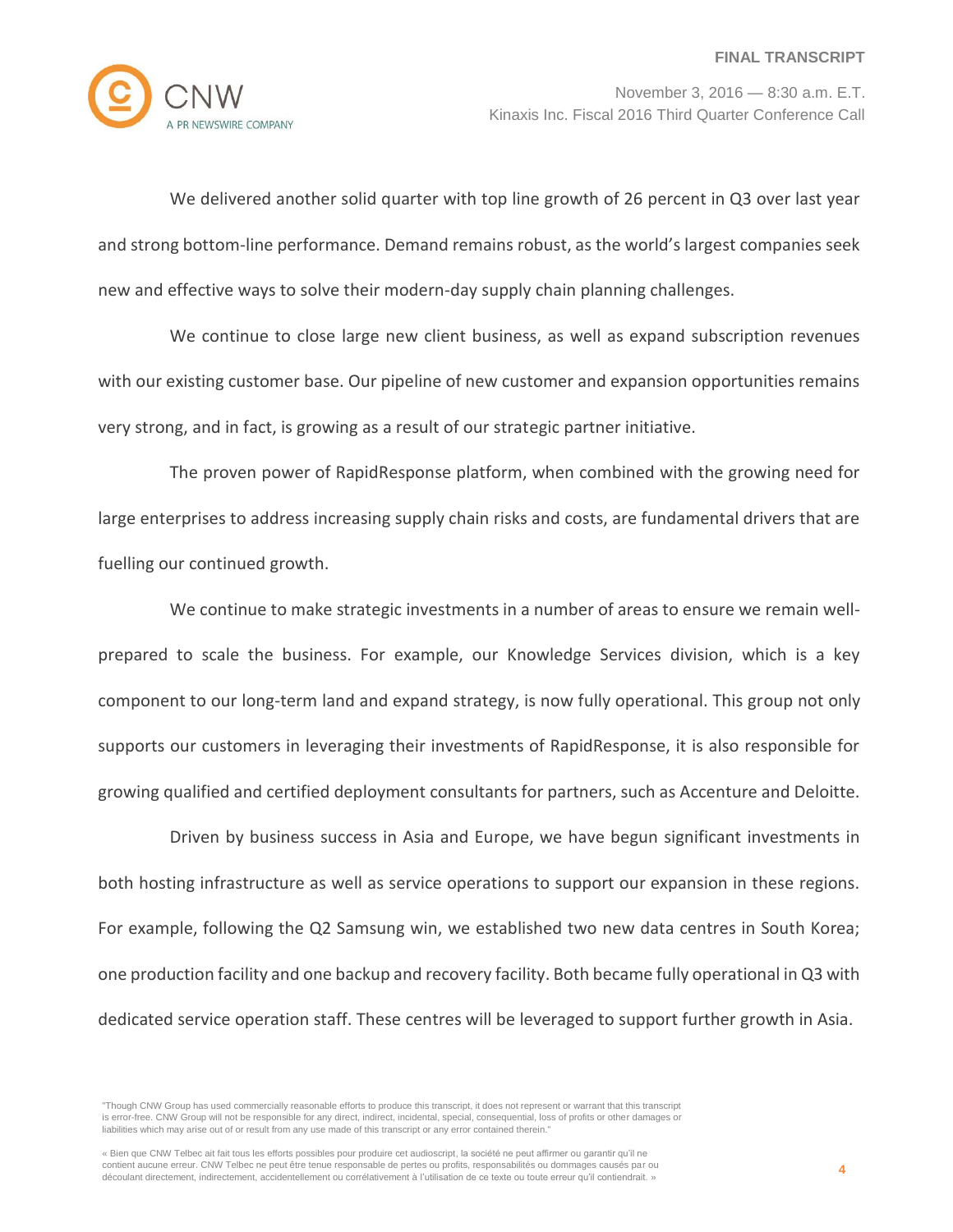We delivered another solid quarter with top line growth of 26 percent in Q3 over last year and strong bottom-line performance. Demand remains robust, as the world's largest companies seek new and effective ways to solve their modern-day supply chain planning challenges.

We continue to close large new client business, as well as expand subscription revenues with our existing customer base. Our pipeline of new customer and expansion opportunities remains very strong, and in fact, is growing as a result of our strategic partner initiative.

The proven power of RapidResponse platform, when combined with the growing need for large enterprises to address increasing supply chain risks and costs, are fundamental drivers that are fuelling our continued growth.

We continue to make strategic investments in a number of areas to ensure we remain well-prepared to scale the business. For example, our Knowledge Services division, which is a key component to our long-term land and expand strategy, is now fully operational. This group not only supports our customers in leveraging their investments of RapidResponse, it is also responsible for growing qualified and certified deployment consultants for partners, such as Accenture and Deloitte.

Driven by business success in Asia and Europe, we have begun significant investments in both hosting infrastructure as well as service operations to support our expansion in these regions. For example, following the Q2 Samsung win, we established two new data centres in South Korea; one production facility and one backup and recovery facility. Both became fully operational in Q3 with dedicated service operation staff. These centres will be leveraged to support further growth in Asia.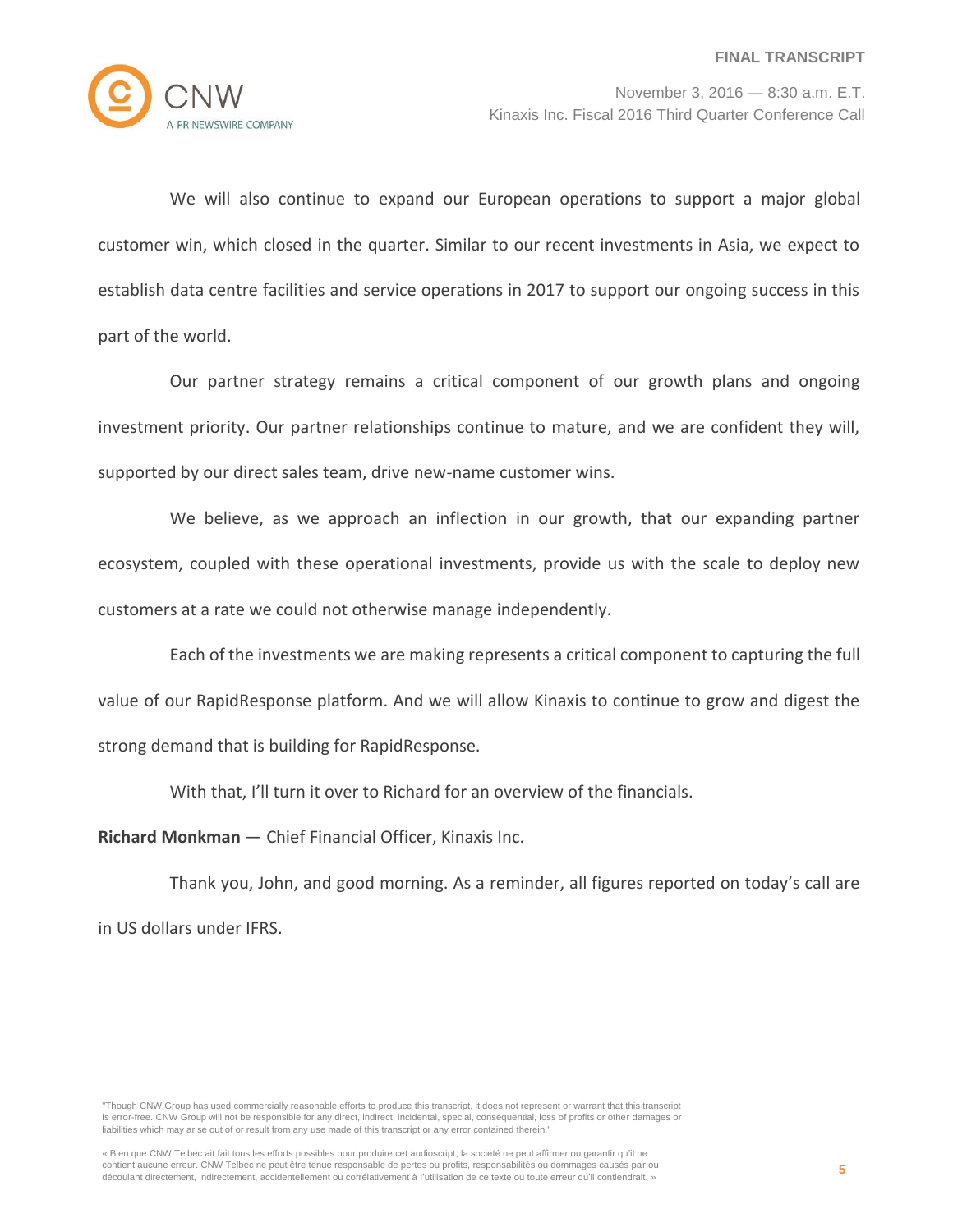We will also continue to expand our European operations to support a major global customer win, which closed in the quarter. Similar to our recent investments in Asia, we expect to establish data centre facilities and service operations in 2017 to support our ongoing success in this part of the world.

Our partner strategy remains a critical component of our growth plans and ongoing investment priority. Our partner relationships continue to mature, and we are confident they will, supported by our direct sales team, drive new-name customer wins.

We believe, as we approach an inflection in our growth, that our expanding partner ecosystem, coupled with these operational investments, provide us with the scale to deploy new customers at a rate we could not otherwise manage independently.

Each of the investments we are making represents a critical component to capturing the full value of our RapidResponse platform. And we will allow Kinaxis to continue to grow and digest the strong demand that is building for RapidResponse.

With that, I'll turn it over to Richard for an overview of the financials.

**Richard Monkman** — Chief Financial Officer, Kinaxis Inc.

Thank you, John, and good morning. As a reminder, all figures reported on today's call are in US dollars under IFRS.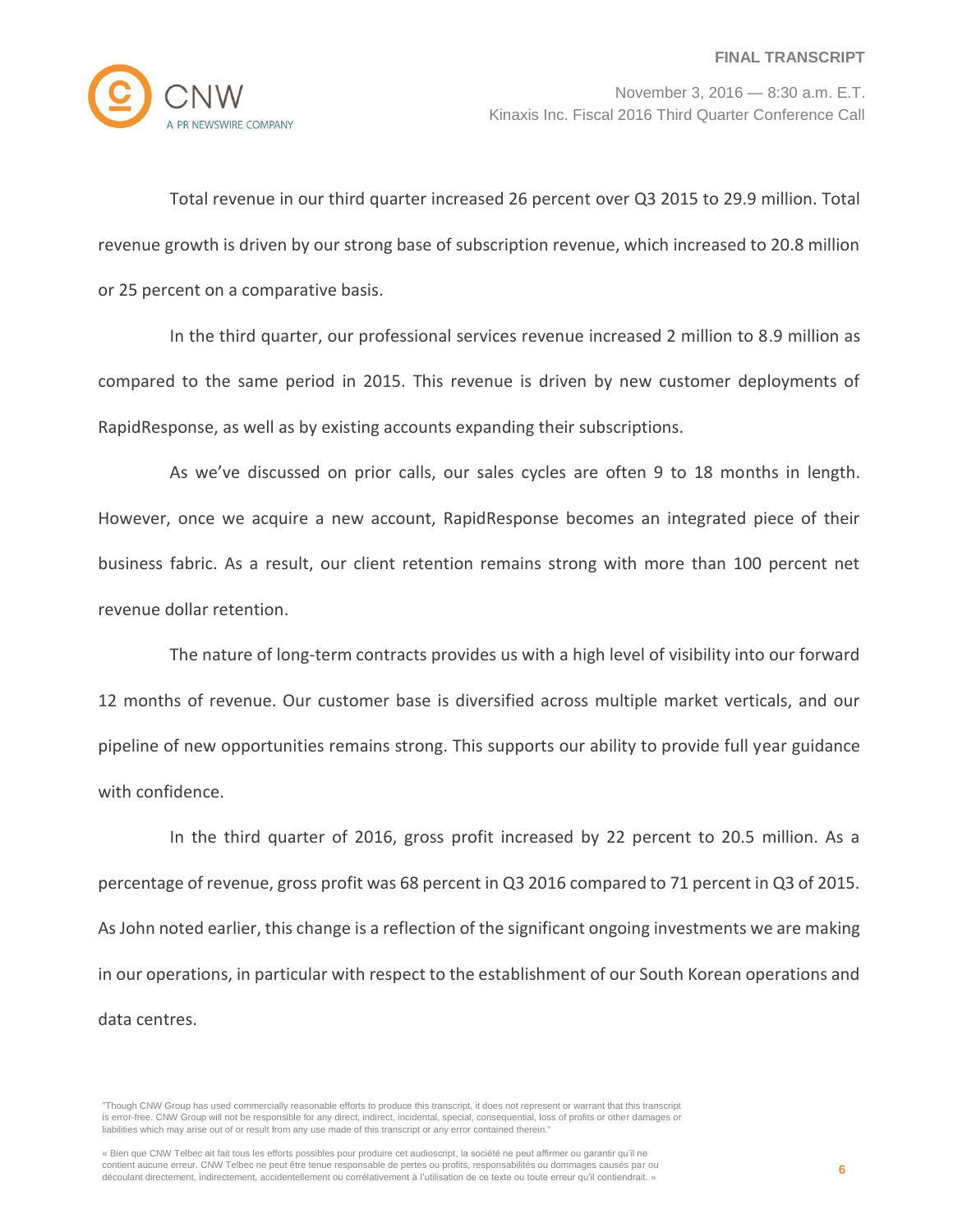Total revenue in our third quarter increased 26 percent over Q3 2015 to 29.9 million. Total revenue growth is driven by our strong base of subscription revenue, which increased to 20.8 million or 25 percent on a comparative basis.

In the third quarter, our professional services revenue increased 2 million to 8.9 million as compared to the same period in 2015. This revenue is driven by new customer deployments of RapidResponse, as well as by existing accounts expanding their subscriptions.

As we've discussed on prior calls, our sales cycles are often 9 to 18 months in length. However, once we acquire a new account, RapidResponse becomes an integrated piece of their business fabric. As a result, our client retention remains strong with more than 100 percent net revenue dollar retention.

The nature of long-term contracts provides us with a high level of visibility into our forward 12 months of revenue. Our customer base is diversified across multiple market verticals, and our pipeline of new opportunities remains strong. This supports our ability to provide full year guidance with confidence.

In the third quarter of 2016, gross profit increased by 22 percent to 20.5 million. As a percentage of revenue, gross profit was 68 percent in Q3 2016 compared to 71 percent in Q3 of 2015. As John noted earlier, this change is a reflection of the significant ongoing investments we are making in our operations, in particular with respect to the establishment of our South Korean operations and data centres.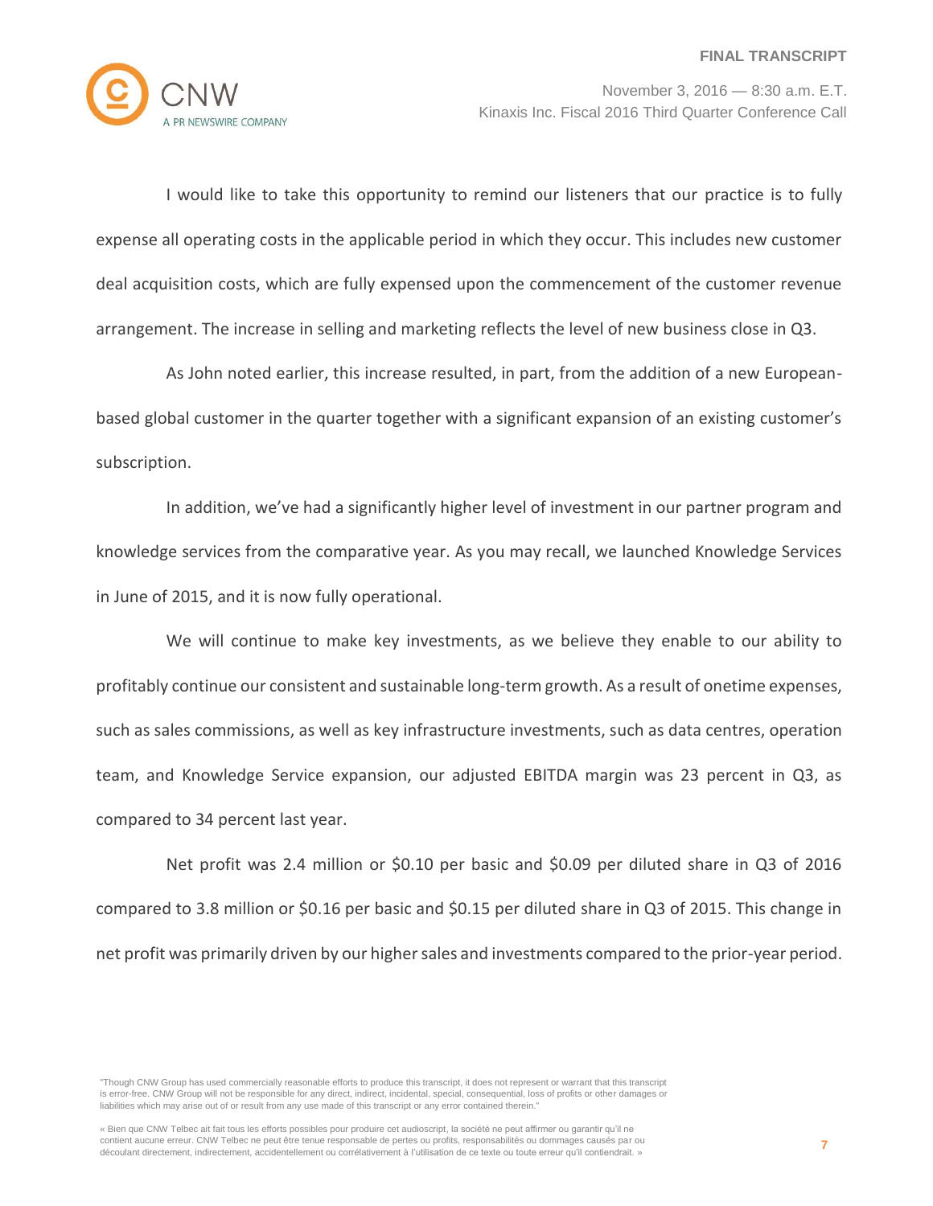I would like to take this opportunity to remind our listeners that our practice is to fully expense all operating costs in the applicable period in which they occur. This includes new customer deal acquisition costs, which are fully expensed upon the commencement of the customer revenue arrangement. The increase in selling and marketing reflects the level of new business close in Q3.

As John noted earlier, this increase resulted, in part, from the addition of a new European-based global customer in the quarter together with a significant expansion of an existing customer's subscription.

In addition, we've had a significantly higher level of investment in our partner program and knowledge services from the comparative year. As you may recall, we launched Knowledge Services in June of 2015, and it is now fully operational.

We will continue to make key investments, as we believe they enable to our ability to profitably continue our consistent and sustainable long-term growth. As a result of onetime expenses, such as sales commissions, as well as key infrastructure investments, such as data centres, operation team, and Knowledge Service expansion, our adjusted EBITDA margin was 23 percent in Q3, as compared to 34 percent last year.

Net profit was 2.4 million or $0.10 per basic and $0.09 per diluted share in Q3 of 2016 compared to 3.8 million or $0.16 per basic and $0.15 per diluted share in Q3 of 2015. This change in net profit was primarily driven by our higher sales and investments compared to the prior-year period.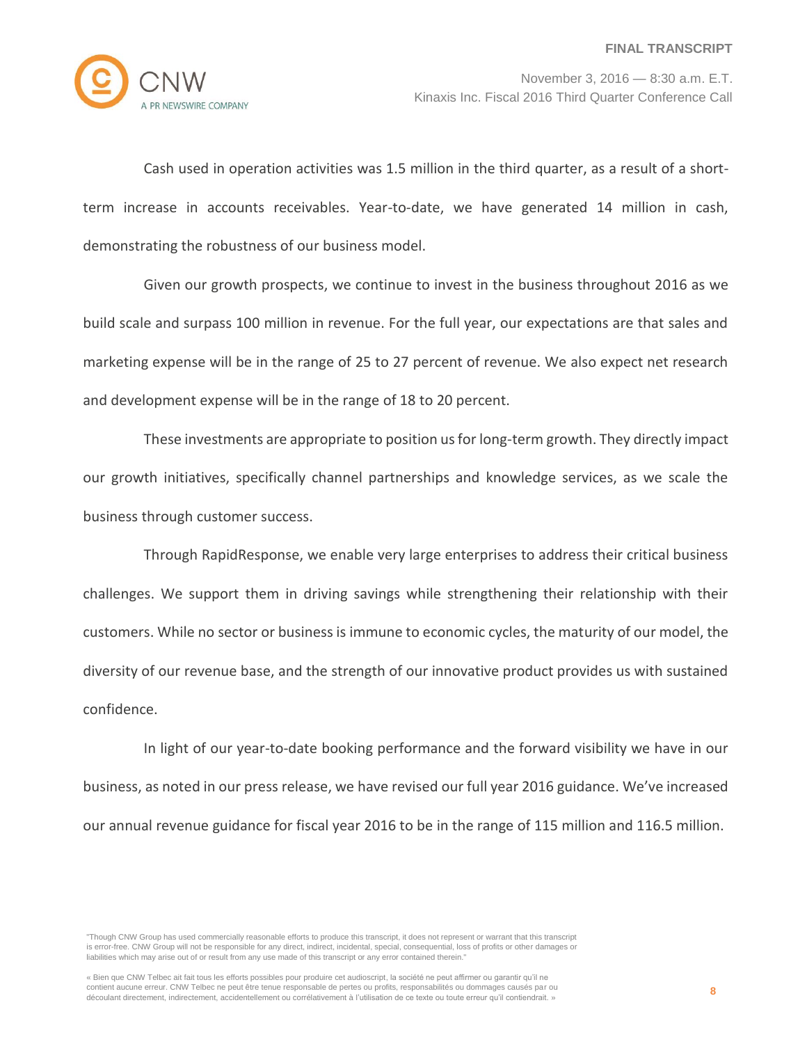Cash used in operation activities was 1.5 million in the third quarter, as a result of a short-term increase in accounts receivables. Year-to-date, we have generated 14 million in cash, demonstrating the robustness of our business model.

Given our growth prospects, we continue to invest in the business throughout 2016 as we build scale and surpass 100 million in revenue. For the full year, our expectations are that sales and marketing expense will be in the range of 25 to 27 percent of revenue. We also expect net research and development expense will be in the range of 18 to 20 percent.

These investments are appropriate to position us for long-term growth. They directly impact our growth initiatives, specifically channel partnerships and knowledge services, as we scale the business through customer success.

Through RapidResponse, we enable very large enterprises to address their critical business challenges. We support them in driving savings while strengthening their relationship with their customers. While no sector or business is immune to economic cycles, the maturity of our model, the diversity of our revenue base, and the strength of our innovative product provides us with sustained confidence.

In light of our year-to-date booking performance and the forward visibility we have in our business, as noted in our press release, we have revised our full year 2016 guidance. We've increased our annual revenue guidance for fiscal year 2016 to be in the range of 115 million and 116.5 million.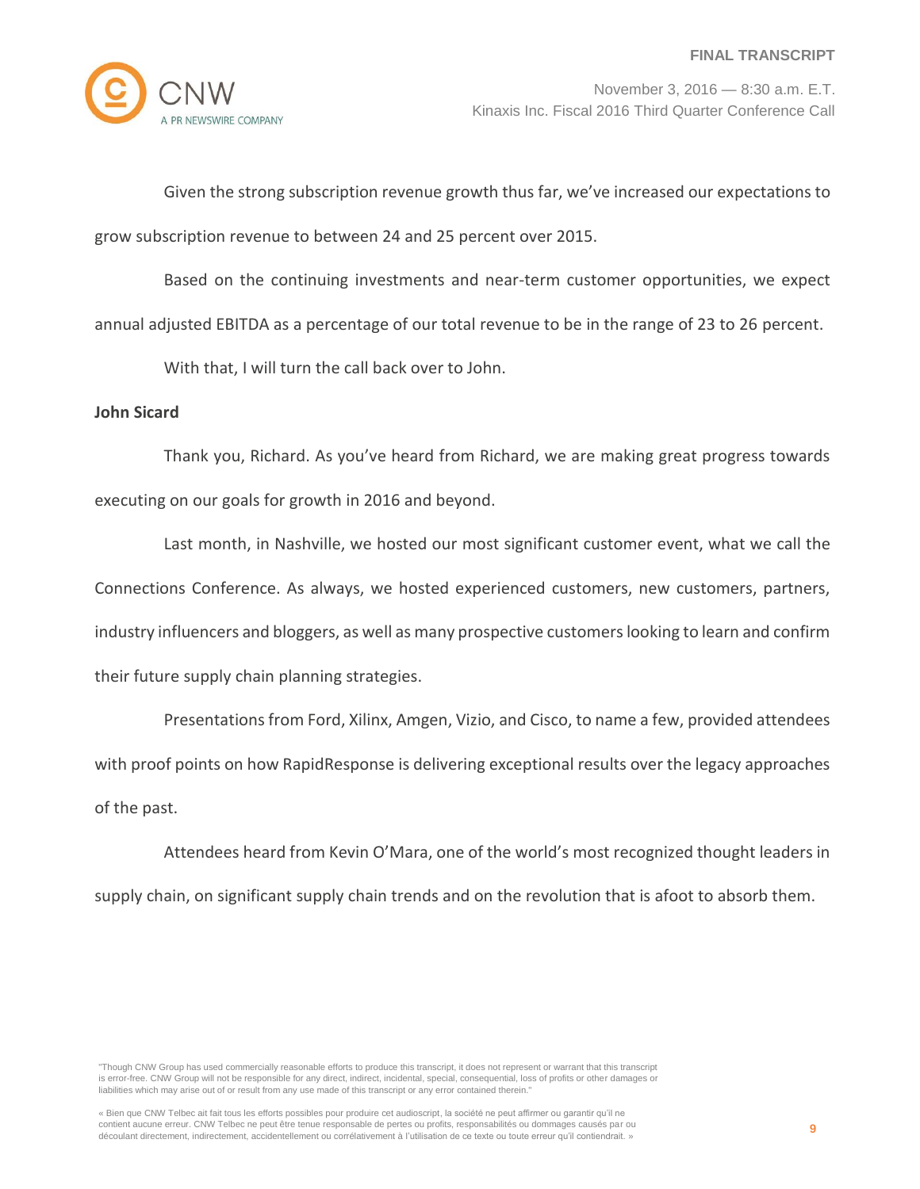Given the strong subscription revenue growth thus far, we've increased our expectations to grow subscription revenue to between 24 and 25 percent over 2015.

Based on the continuing investments and near-term customer opportunities, we expect annual adjusted EBITDA as a percentage of our total revenue to be in the range of 23 to 26 percent.

With that, I will turn the call back over to John.

**John Sicard**

Thank you, Richard. As you've heard from Richard, we are making great progress towards executing on our goals for growth in 2016 and beyond.

Last month, in Nashville, we hosted our most significant customer event, what we call the Connections Conference. As always, we hosted experienced customers, new customers, partners, industry influencers and bloggers, as well as many prospective customers looking to learn and confirm their future supply chain planning strategies.

Presentations from Ford, Xilinx, Amgen, Vizio, and Cisco, to name a few, provided attendees with proof points on how RapidResponse is delivering exceptional results over the legacy approaches of the past.

Attendees heard from Kevin O'Mara, one of the world's most recognized thought leaders in supply chain, on significant supply chain trends and on the revolution that is afoot to absorb them.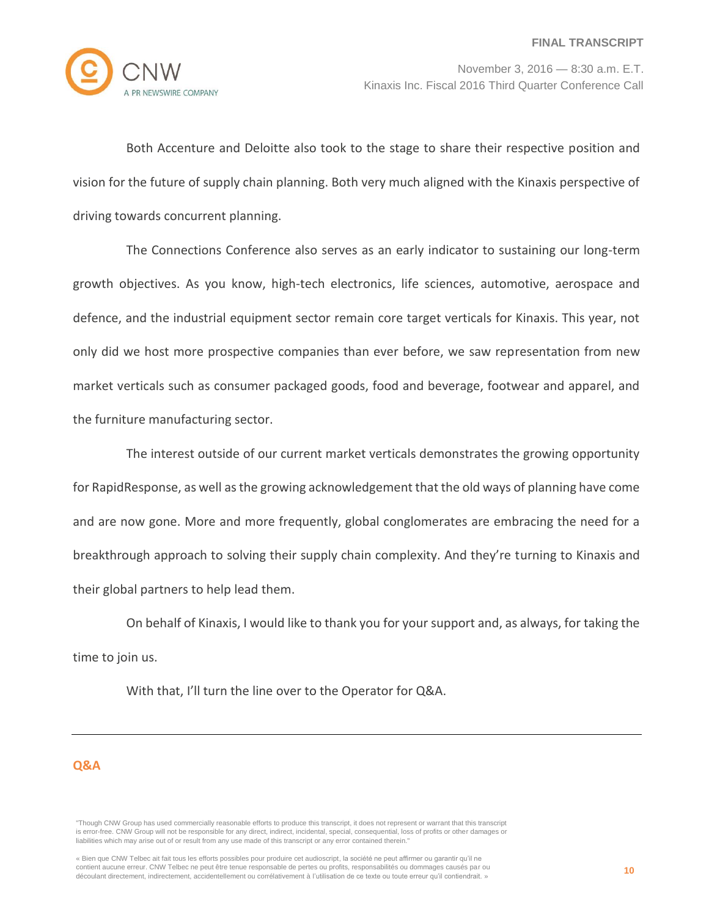Both Accenture and Deloitte also took to the stage to share their respective position and vision for the future of supply chain planning. Both very much aligned with the Kinaxis perspective of driving towards concurrent planning.

The Connections Conference also serves as an early indicator to sustaining our long-term growth objectives. As you know, high-tech electronics, life sciences, automotive, aerospace and defence, and the industrial equipment sector remain core target verticals for Kinaxis. This year, not only did we host more prospective companies than ever before, we saw representation from new market verticals such as consumer packaged goods, food and beverage, footwear and apparel, and the furniture manufacturing sector.

The interest outside of our current market verticals demonstrates the growing opportunity for RapidResponse, as well as the growing acknowledgement that the old ways of planning have come and are now gone. More and more frequently, global conglomerates are embracing the need for a breakthrough approach to solving their supply chain complexity. And they're turning to Kinaxis and their global partners to help lead them.

On behalf of Kinaxis, I would like to thank you for your support and, as always, for taking the time to join us.

With that, I'll turn the line over to the Operator for Q&A.

---

## Q&A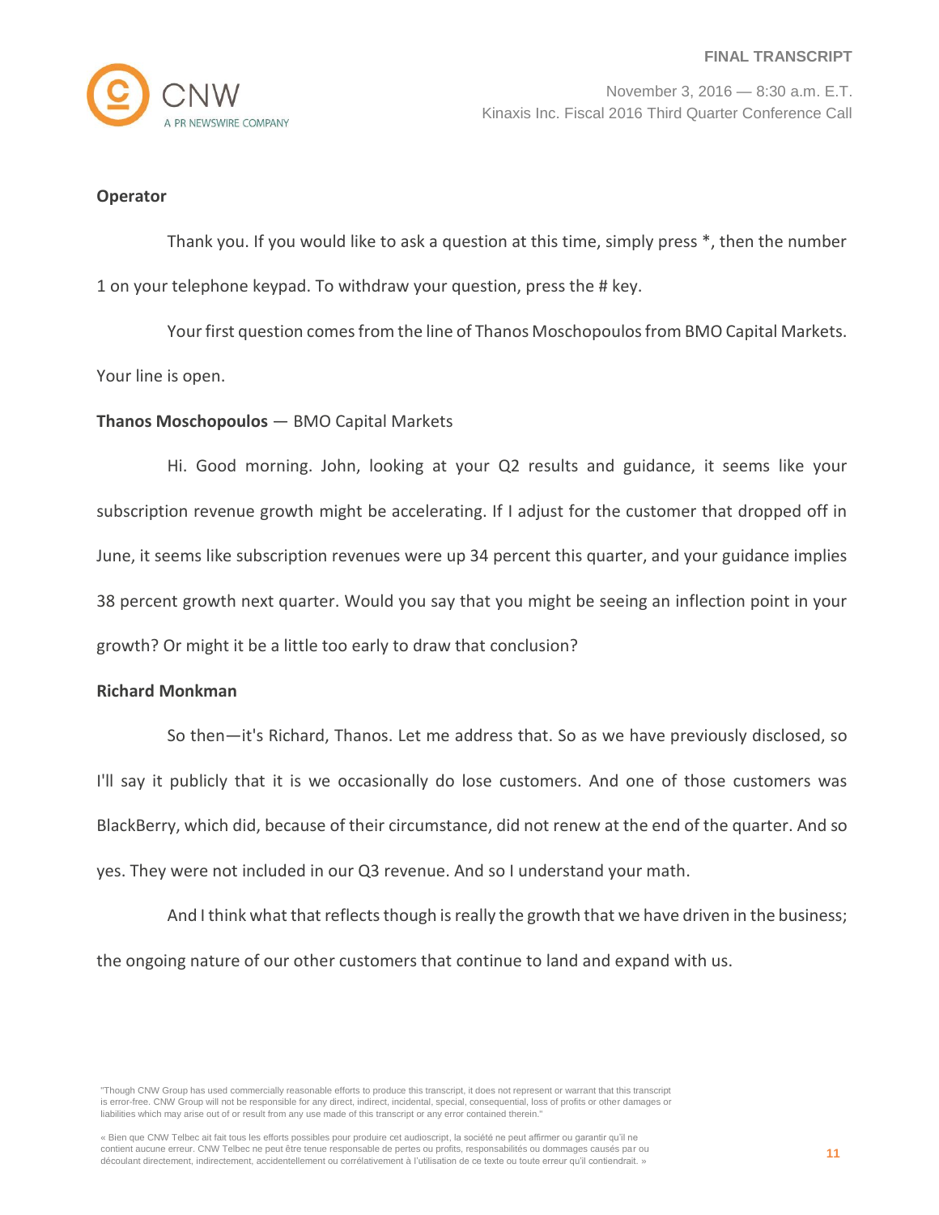**Operator**

Thank you. If you would like to ask a question at this time, simply press *, then the number 1 on your telephone keypad. To withdraw your question, press the # key.

Your first question comes from the line of Thanos Moschopoulos from BMO Capital Markets. Your line is open.

**Thanos Moschopoulos** — BMO Capital Markets

Hi. Good morning. John, looking at your Q2 results and guidance, it seems like your subscription revenue growth might be accelerating. If I adjust for the customer that dropped off in June, it seems like subscription revenues were up 34 percent this quarter, and your guidance implies 38 percent growth next quarter. Would you say that you might be seeing an inflection point in your growth? Or might it be a little too early to draw that conclusion?

**Richard Monkman**

So then—it's Richard, Thanos. Let me address that. So as we have previously disclosed, so I'll say it publicly that it is we occasionally do lose customers. And one of those customers was BlackBerry, which did, because of their circumstance, did not renew at the end of the quarter. And so yes. They were not included in our Q3 revenue. And so I understand your math.

And I think what that reflects though is really the growth that we have driven in the business; the ongoing nature of our other customers that continue to land and expand with us.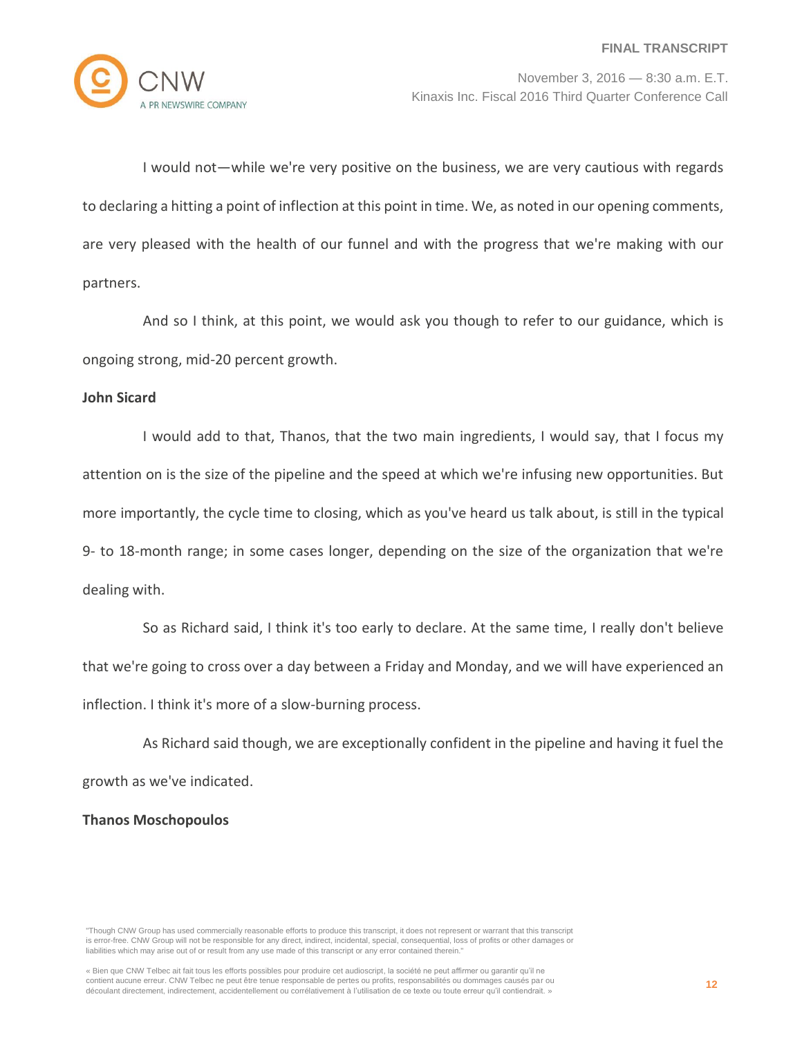I would not—while we're very positive on the business, we are very cautious with regards to declaring a hitting a point of inflection at this point in time. We, as noted in our opening comments, are very pleased with the health of our funnel and with the progress that we're making with our partners.

And so I think, at this point, we would ask you though to refer to our guidance, which is ongoing strong, mid-20 percent growth.

**John Sicard**

I would add to that, Thanos, that the two main ingredients, I would say, that I focus my attention on is the size of the pipeline and the speed at which we're infusing new opportunities. But more importantly, the cycle time to closing, which as you've heard us talk about, is still in the typical 9- to 18-month range; in some cases longer, depending on the size of the organization that we're dealing with.

So as Richard said, I think it's too early to declare. At the same time, I really don't believe that we're going to cross over a day between a Friday and Monday, and we will have experienced an inflection. I think it's more of a slow-burning process.

As Richard said though, we are exceptionally confident in the pipeline and having it fuel the growth as we've indicated.

**Thanos Moschopoulos**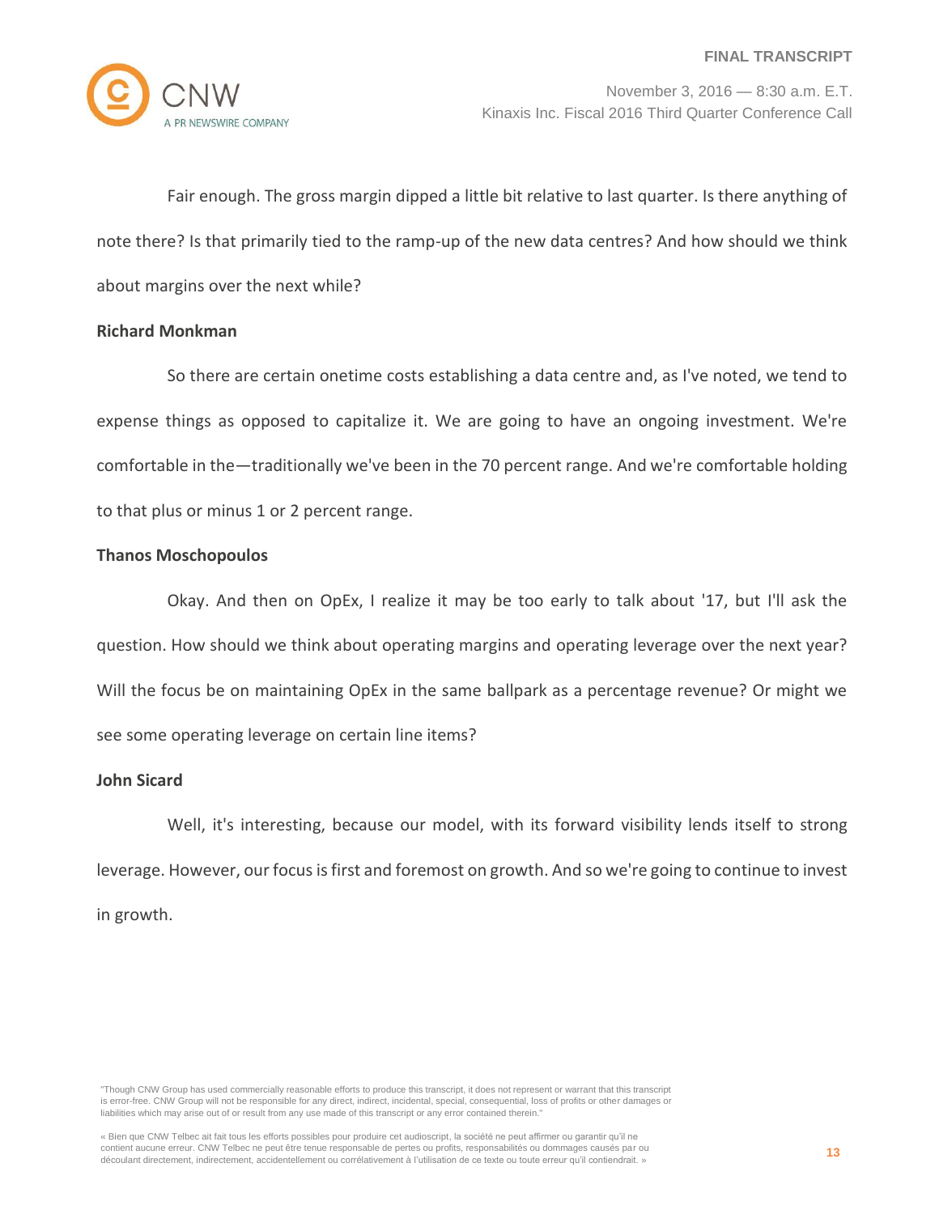Fair enough. The gross margin dipped a little bit relative to last quarter. Is there anything of note there? Is that primarily tied to the ramp-up of the new data centres? And how should we think about margins over the next while?

**Richard Monkman**

So there are certain onetime costs establishing a data centre and, as I've noted, we tend to expense things as opposed to capitalize it. We are going to have an ongoing investment. We're comfortable in the—traditionally we've been in the 70 percent range. And we're comfortable holding to that plus or minus 1 or 2 percent range.

**Thanos Moschopoulos**

Okay. And then on OpEx, I realize it may be too early to talk about '17, but I'll ask the question. How should we think about operating margins and operating leverage over the next year? Will the focus be on maintaining OpEx in the same ballpark as a percentage revenue? Or might we see some operating leverage on certain line items?

**John Sicard**

Well, it's interesting, because our model, with its forward visibility lends itself to strong leverage. However, our focus is first and foremost on growth. And so we're going to continue to invest in growth.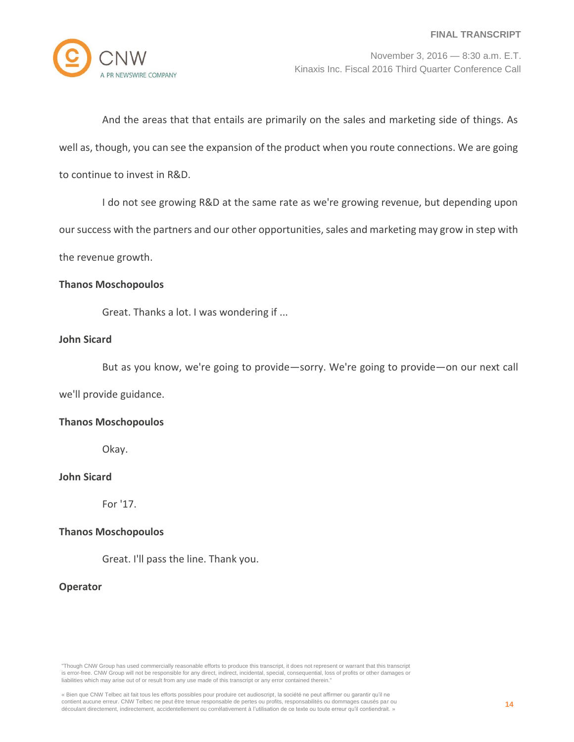And the areas that that entails are primarily on the sales and marketing side of things. As well as, though, you can see the expansion of the product when you route connections. We are going to continue to invest in R&D.

I do not see growing R&D at the same rate as we're growing revenue, but depending upon our success with the partners and our other opportunities, sales and marketing may grow in step with the revenue growth.

**Thanos Moschopoulos**

Great. Thanks a lot. I was wondering if ...

**John Sicard**

But as you know, we're going to provide—sorry. We're going to provide—on our next call we'll provide guidance.

**Thanos Moschopoulos**

Okay.

**John Sicard**

For '17.

**Thanos Moschopoulos**

Great. I'll pass the line. Thank you.

**Operator**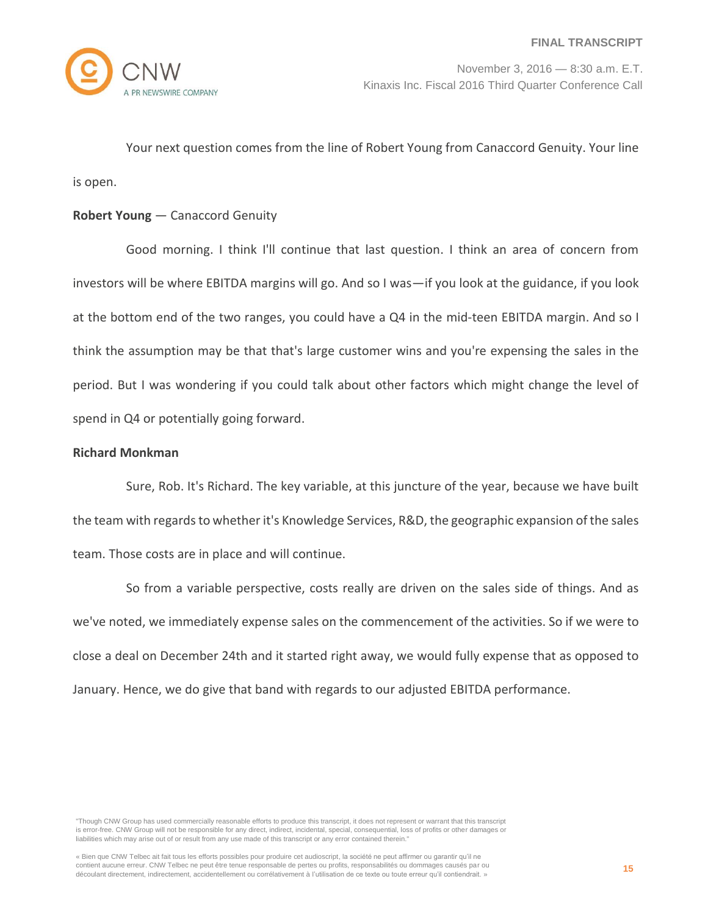Your next question comes from the line of Robert Young from Canaccord Genuity. Your line is open.

**Robert Young** — Canaccord Genuity

Good morning. I think I'll continue that last question. I think an area of concern from investors will be where EBITDA margins will go. And so I was—if you look at the guidance, if you look at the bottom end of the two ranges, you could have a Q4 in the mid-teen EBITDA margin. And so I think the assumption may be that that's large customer wins and you're expensing the sales in the period. But I was wondering if you could talk about other factors which might change the level of spend in Q4 or potentially going forward.

**Richard Monkman**

Sure, Rob. It's Richard. The key variable, at this juncture of the year, because we have built the team with regards to whether it's Knowledge Services, R&D, the geographic expansion of the sales team. Those costs are in place and will continue.

So from a variable perspective, costs really are driven on the sales side of things. And as we've noted, we immediately expense sales on the commencement of the activities. So if we were to close a deal on December 24th and it started right away, we would fully expense that as opposed to January. Hence, we do give that band with regards to our adjusted EBITDA performance.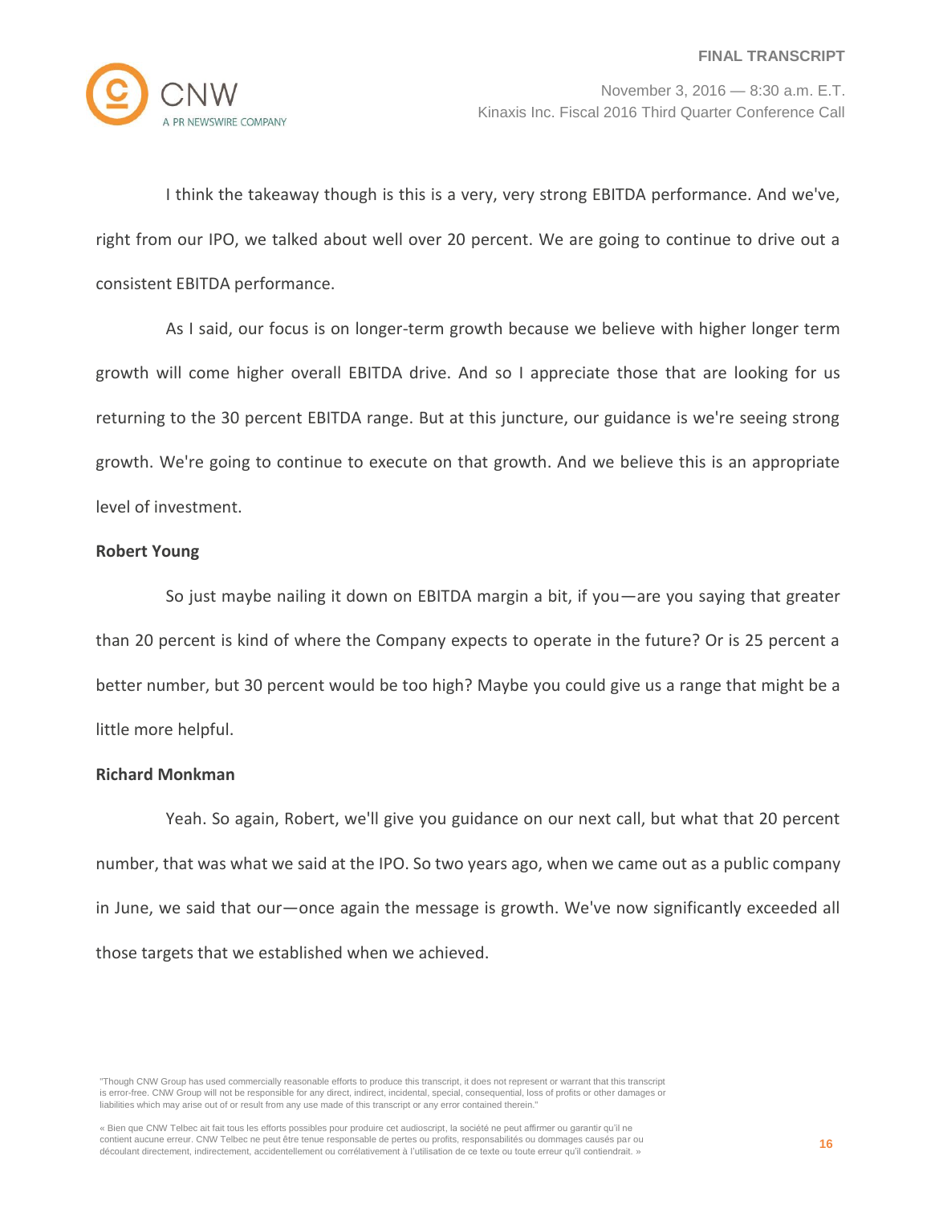I think the takeaway though is this is a very, very strong EBITDA performance. And we've, right from our IPO, we talked about well over 20 percent. We are going to continue to drive out a consistent EBITDA performance.

As I said, our focus is on longer-term growth because we believe with higher longer term growth will come higher overall EBITDA drive. And so I appreciate those that are looking for us returning to the 30 percent EBITDA range. But at this juncture, our guidance is we're seeing strong growth. We're going to continue to execute on that growth. And we believe this is an appropriate level of investment.

**Robert Young**

So just maybe nailing it down on EBITDA margin a bit, if you—are you saying that greater than 20 percent is kind of where the Company expects to operate in the future? Or is 25 percent a better number, but 30 percent would be too high? Maybe you could give us a range that might be a little more helpful.

**Richard Monkman**

Yeah. So again, Robert, we'll give you guidance on our next call, but what that 20 percent number, that was what we said at the IPO. So two years ago, when we came out as a public company in June, we said that our—once again the message is growth. We've now significantly exceeded all those targets that we established when we achieved.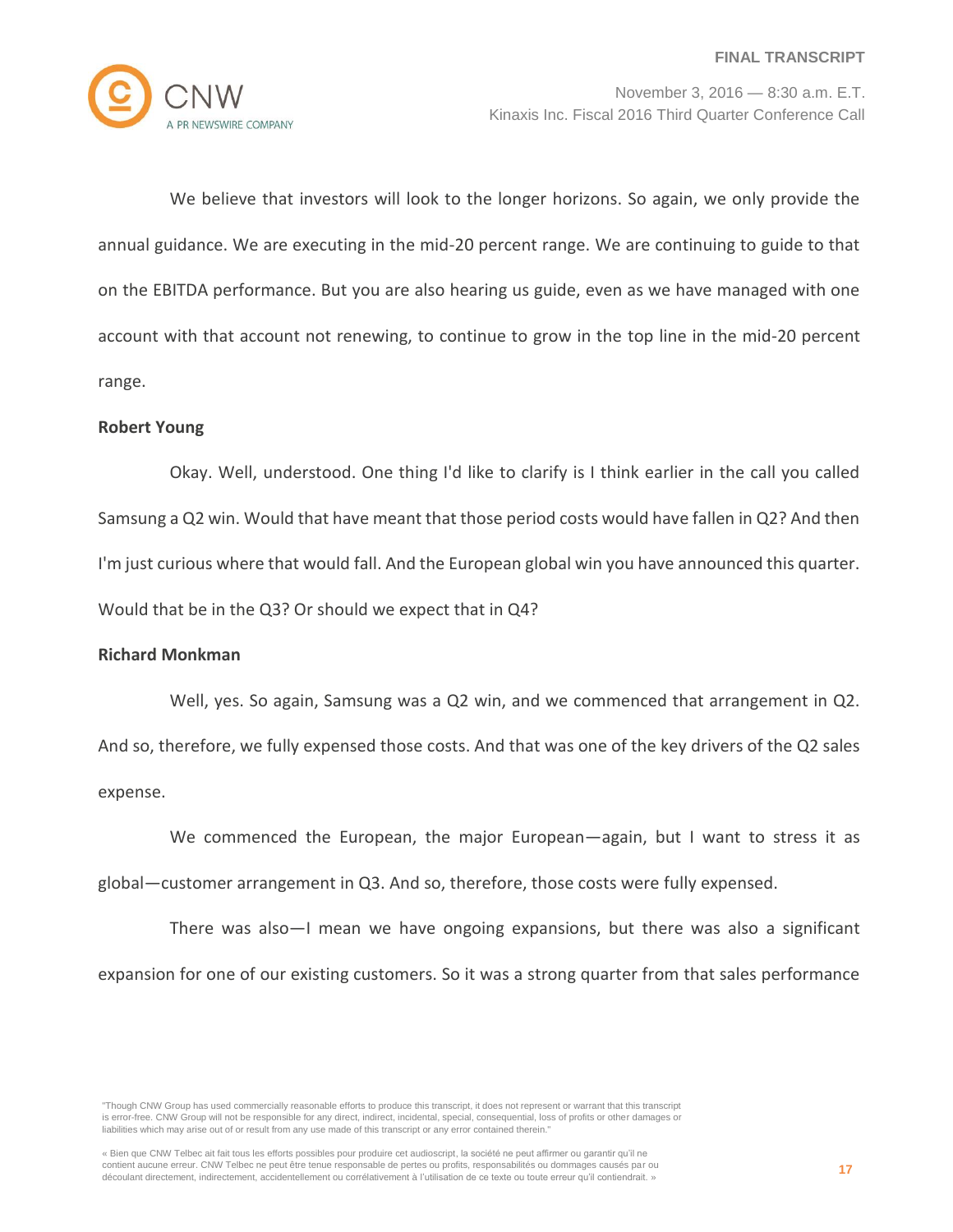We believe that investors will look to the longer horizons. So again, we only provide the annual guidance. We are executing in the mid-20 percent range. We are continuing to guide to that on the EBITDA performance. But you are also hearing us guide, even as we have managed with one account with that account not renewing, to continue to grow in the top line in the mid-20 percent range.

**Robert Young**

Okay. Well, understood. One thing I'd like to clarify is I think earlier in the call you called Samsung a Q2 win. Would that have meant that those period costs would have fallen in Q2? And then I'm just curious where that would fall. And the European global win you have announced this quarter. Would that be in the Q3? Or should we expect that in Q4?

**Richard Monkman**

Well, yes. So again, Samsung was a Q2 win, and we commenced that arrangement in Q2. And so, therefore, we fully expensed those costs. And that was one of the key drivers of the Q2 sales expense.

We commenced the European, the major European—again, but I want to stress it as global—customer arrangement in Q3. And so, therefore, those costs were fully expensed.

There was also—I mean we have ongoing expansions, but there was also a significant expansion for one of our existing customers. So it was a strong quarter from that sales performance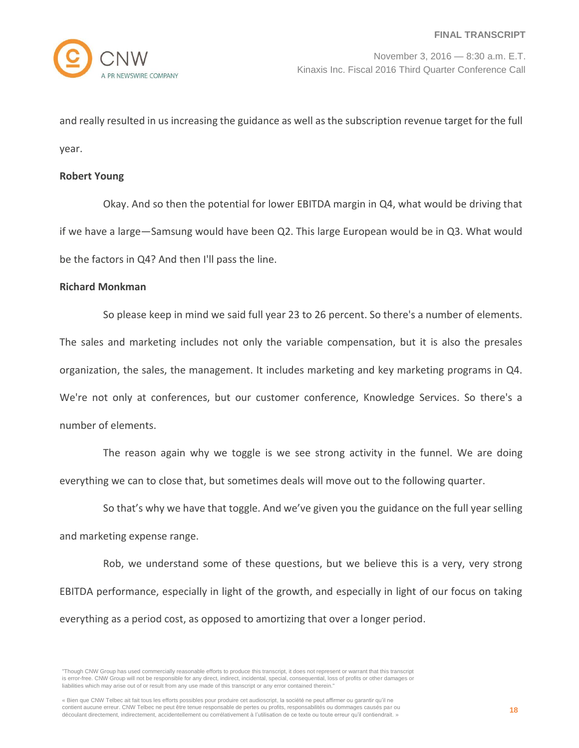and really resulted in us increasing the guidance as well as the subscription revenue target for the full year.

**Robert Young**

Okay. And so then the potential for lower EBITDA margin in Q4, what would be driving that if we have a large—Samsung would have been Q2. This large European would be in Q3. What would be the factors in Q4? And then I'll pass the line.

**Richard Monkman**

So please keep in mind we said full year 23 to 26 percent. So there's a number of elements. The sales and marketing includes not only the variable compensation, but it is also the presales organization, the sales, the management. It includes marketing and key marketing programs in Q4. We're not only at conferences, but our customer conference, Knowledge Services. So there's a number of elements.

The reason again why we toggle is we see strong activity in the funnel. We are doing everything we can to close that, but sometimes deals will move out to the following quarter.

So that's why we have that toggle. And we've given you the guidance on the full year selling and marketing expense range.

Rob, we understand some of these questions, but we believe this is a very, very strong EBITDA performance, especially in light of the growth, and especially in light of our focus on taking everything as a period cost, as opposed to amortizing that over a longer period.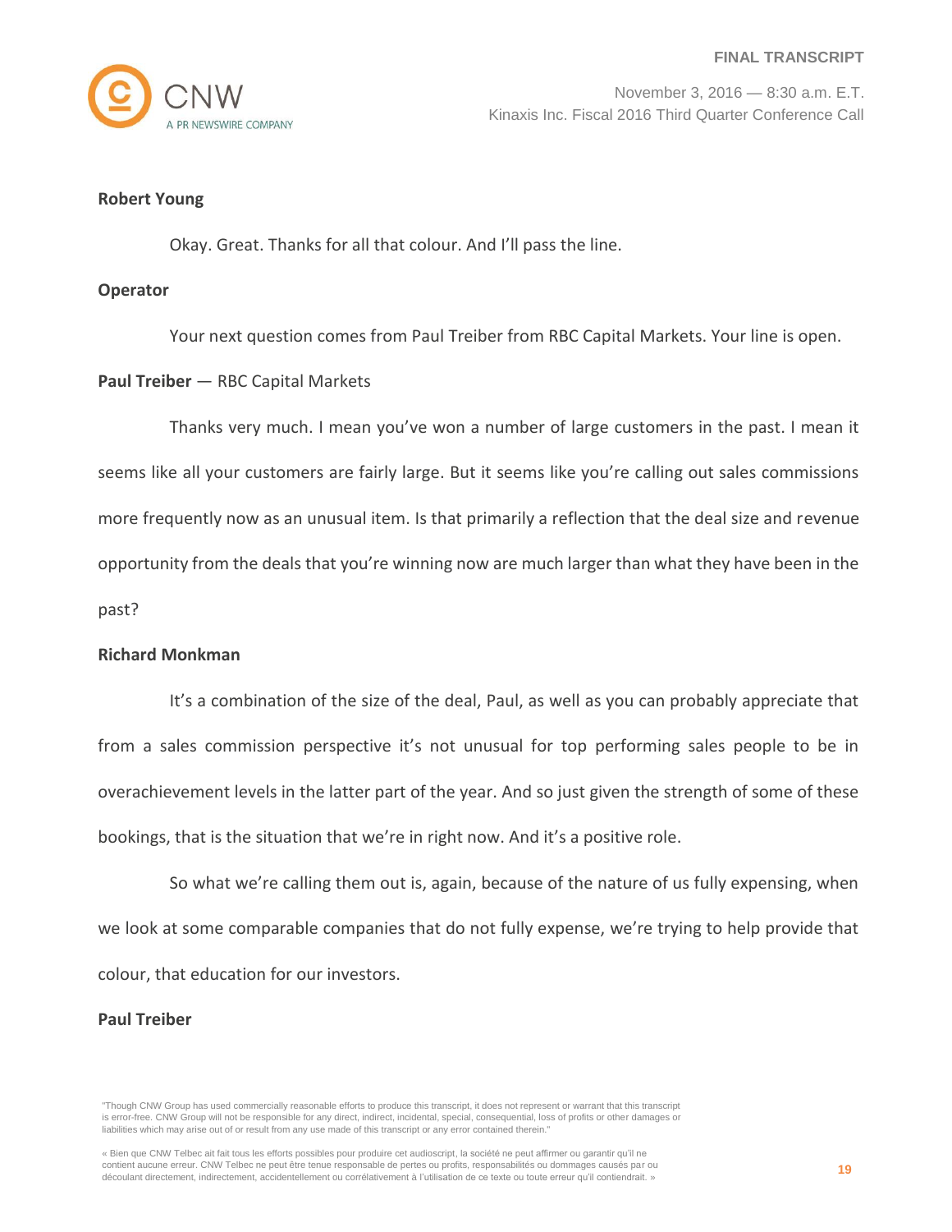**Robert Young**

Okay. Great. Thanks for all that colour. And I'll pass the line.

**Operator**

Your next question comes from Paul Treiber from RBC Capital Markets. Your line is open.

**Paul Treiber** — RBC Capital Markets

Thanks very much. I mean you've won a number of large customers in the past. I mean it seems like all your customers are fairly large. But it seems like you're calling out sales commissions more frequently now as an unusual item. Is that primarily a reflection that the deal size and revenue opportunity from the deals that you're winning now are much larger than what they have been in the past?

**Richard Monkman**

It's a combination of the size of the deal, Paul, as well as you can probably appreciate that from a sales commission perspective it's not unusual for top performing sales people to be in overachievement levels in the latter part of the year. And so just given the strength of some of these bookings, that is the situation that we're in right now. And it's a positive role.

So what we're calling them out is, again, because of the nature of us fully expensing, when we look at some comparable companies that do not fully expense, we're trying to help provide that colour, that education for our investors.

**Paul Treiber**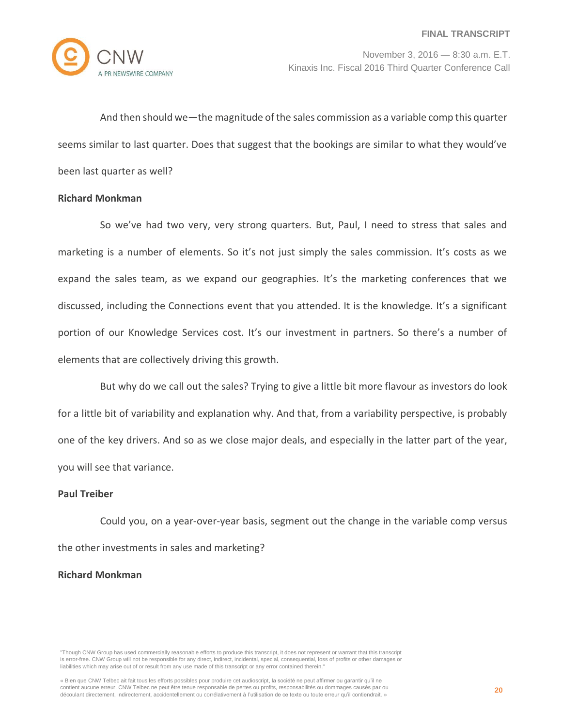And then should we—the magnitude of the sales commission as a variable comp this quarter seems similar to last quarter. Does that suggest that the bookings are similar to what they would've been last quarter as well?

**Richard Monkman**

So we've had two very, very strong quarters. But, Paul, I need to stress that sales and marketing is a number of elements. So it's not just simply the sales commission. It's costs as we expand the sales team, as we expand our geographies. It's the marketing conferences that we discussed, including the Connections event that you attended. It is the knowledge. It's a significant portion of our Knowledge Services cost. It's our investment in partners. So there's a number of elements that are collectively driving this growth.

But why do we call out the sales? Trying to give a little bit more flavour as investors do look for a little bit of variability and explanation why. And that, from a variability perspective, is probably one of the key drivers. And so as we close major deals, and especially in the latter part of the year, you will see that variance.

**Paul Treiber**

Could you, on a year-over-year basis, segment out the change in the variable comp versus the other investments in sales and marketing?

**Richard Monkman**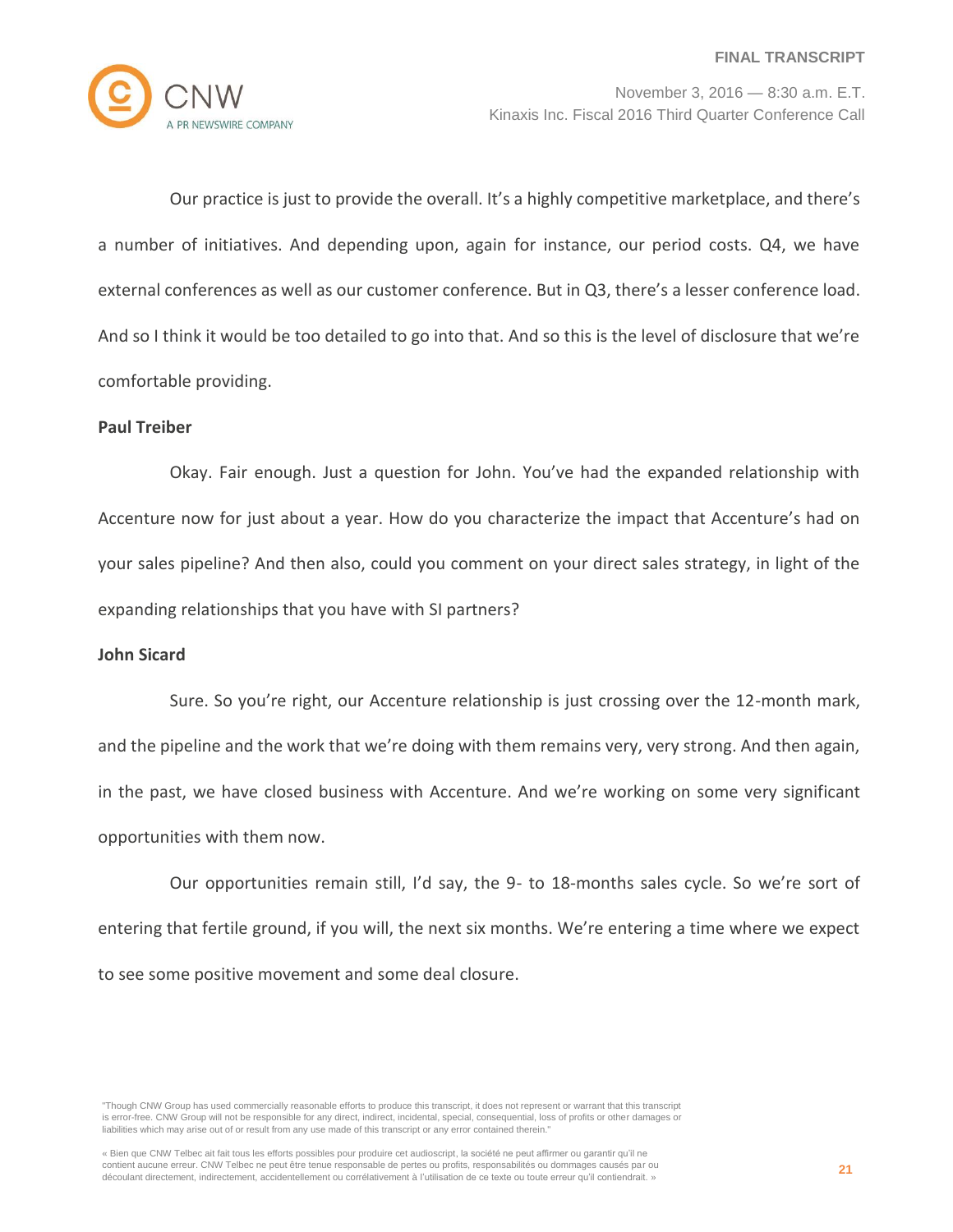Our practice is just to provide the overall. It's a highly competitive marketplace, and there's a number of initiatives. And depending upon, again for instance, our period costs. Q4, we have external conferences as well as our customer conference. But in Q3, there's a lesser conference load. And so I think it would be too detailed to go into that. And so this is the level of disclosure that we're comfortable providing.

**Paul Treiber**

Okay. Fair enough. Just a question for John. You've had the expanded relationship with Accenture now for just about a year. How do you characterize the impact that Accenture's had on your sales pipeline? And then also, could you comment on your direct sales strategy, in light of the expanding relationships that you have with SI partners?

**John Sicard**

Sure. So you're right, our Accenture relationship is just crossing over the 12-month mark, and the pipeline and the work that we're doing with them remains very, very strong. And then again, in the past, we have closed business with Accenture. And we're working on some very significant opportunities with them now.

Our opportunities remain still, I'd say, the 9- to 18-months sales cycle. So we're sort of entering that fertile ground, if you will, the next six months. We're entering a time where we expect to see some positive movement and some deal closure.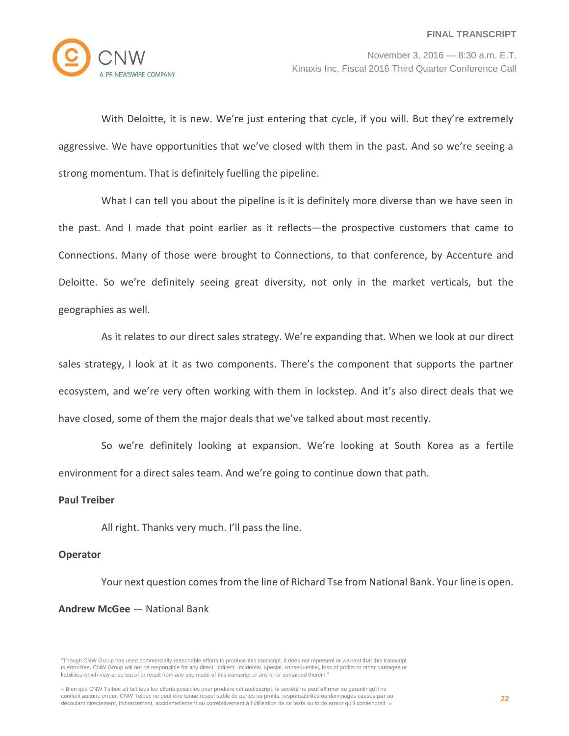With Deloitte, it is new. We're just entering that cycle, if you will. But they're extremely aggressive. We have opportunities that we've closed with them in the past. And so we're seeing a strong momentum. That is definitely fuelling the pipeline.

What I can tell you about the pipeline is it is definitely more diverse than we have seen in the past. And I made that point earlier as it reflects—the prospective customers that came to Connections. Many of those were brought to Connections, to that conference, by Accenture and Deloitte. So we're definitely seeing great diversity, not only in the market verticals, but the geographies as well.

As it relates to our direct sales strategy. We're expanding that. When we look at our direct sales strategy, I look at it as two components. There's the component that supports the partner ecosystem, and we're very often working with them in lockstep. And it's also direct deals that we have closed, some of them the major deals that we've talked about most recently.

So we're definitely looking at expansion. We're looking at South Korea as a fertile environment for a direct sales team. And we're going to continue down that path.

**Paul Treiber**

All right. Thanks very much. I'll pass the line.

**Operator**

Your next question comes from the line of Richard Tse from National Bank. Your line is open.

**Andrew McGee** — National Bank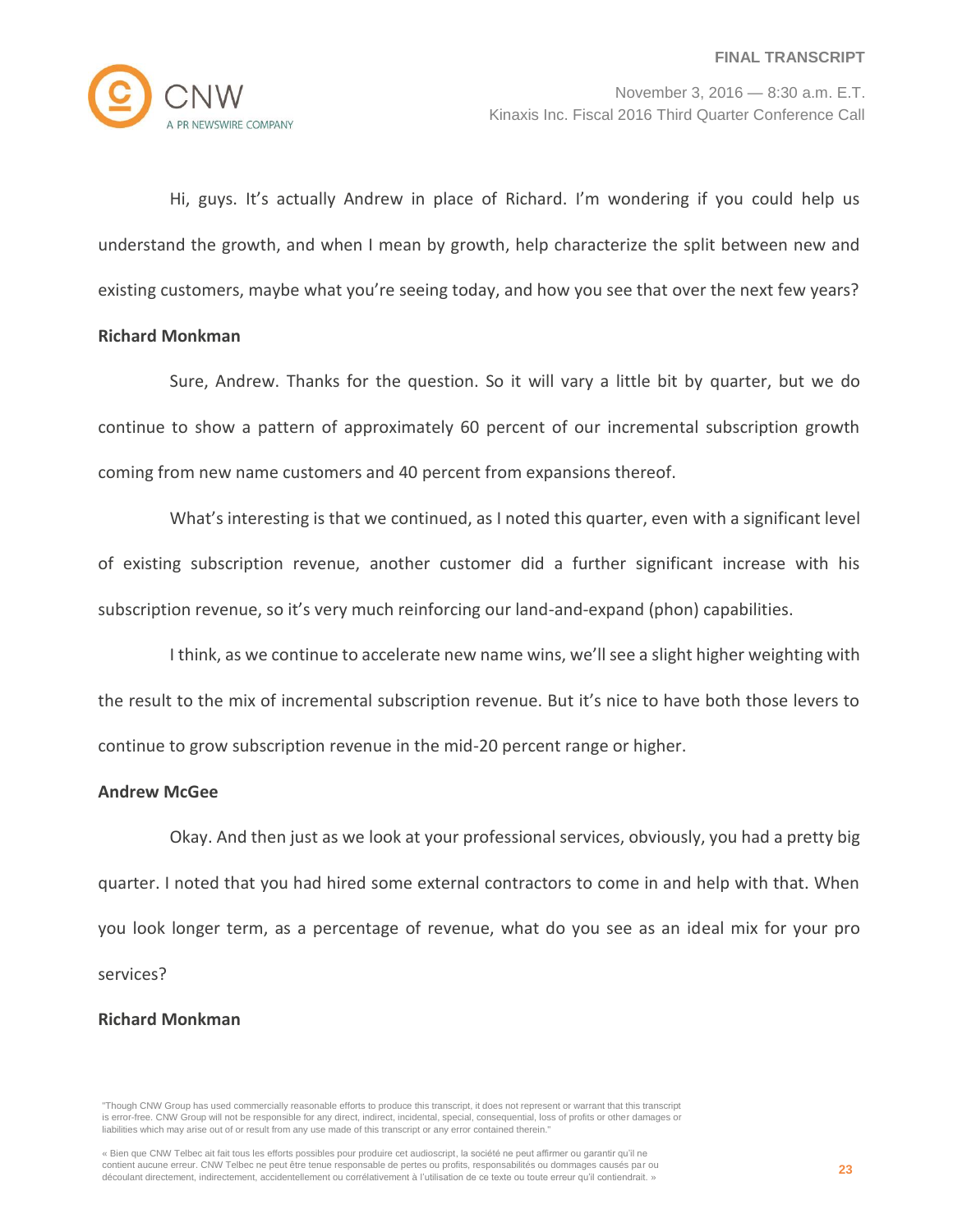Hi, guys. It's actually Andrew in place of Richard. I'm wondering if you could help us understand the growth, and when I mean by growth, help characterize the split between new and existing customers, maybe what you're seeing today, and how you see that over the next few years?

**Richard Monkman**

Sure, Andrew. Thanks for the question. So it will vary a little bit by quarter, but we do continue to show a pattern of approximately 60 percent of our incremental subscription growth coming from new name customers and 40 percent from expansions thereof.

What's interesting is that we continued, as I noted this quarter, even with a significant level of existing subscription revenue, another customer did a further significant increase with his subscription revenue, so it's very much reinforcing our land-and-expand (phon) capabilities.

I think, as we continue to accelerate new name wins, we'll see a slight higher weighting with the result to the mix of incremental subscription revenue. But it's nice to have both those levers to continue to grow subscription revenue in the mid-20 percent range or higher.

**Andrew McGee**

Okay. And then just as we look at your professional services, obviously, you had a pretty big quarter. I noted that you had hired some external contractors to come in and help with that. When you look longer term, as a percentage of revenue, what do you see as an ideal mix for your pro services?

**Richard Monkman**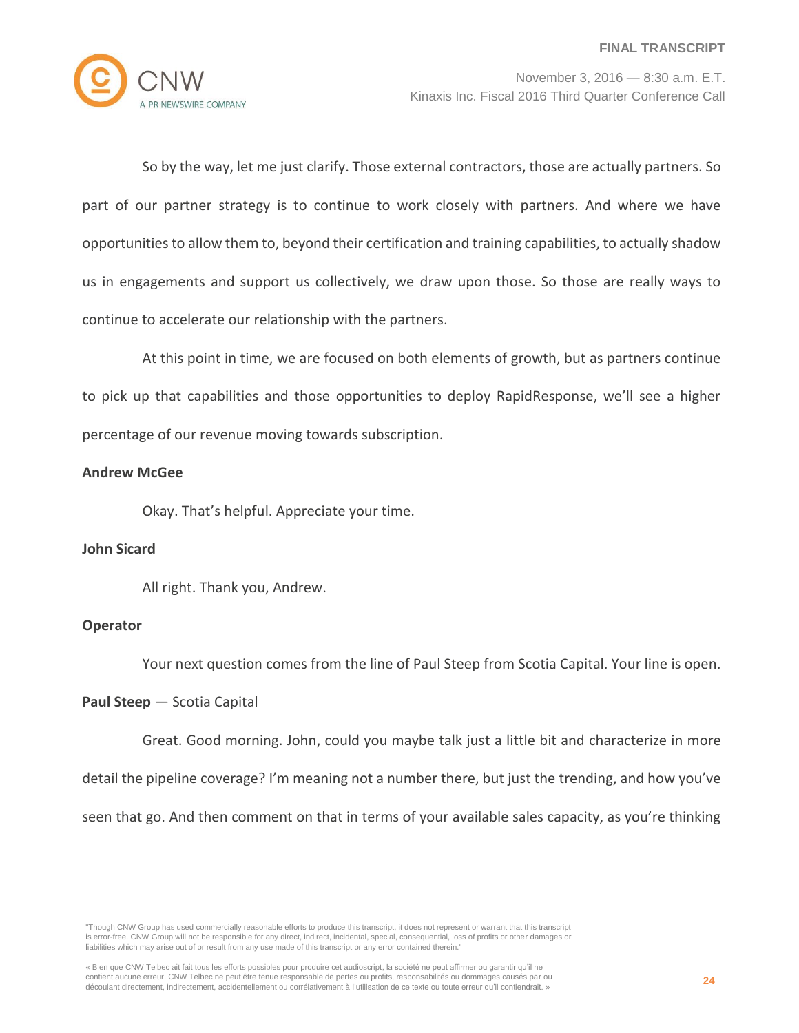So by the way, let me just clarify. Those external contractors, those are actually partners. So part of our partner strategy is to continue to work closely with partners. And where we have opportunities to allow them to, beyond their certification and training capabilities, to actually shadow us in engagements and support us collectively, we draw upon those. So those are really ways to continue to accelerate our relationship with the partners.

At this point in time, we are focused on both elements of growth, but as partners continue to pick up that capabilities and those opportunities to deploy RapidResponse, we'll see a higher percentage of our revenue moving towards subscription.

**Andrew McGee**

Okay. That's helpful. Appreciate your time.

**John Sicard**

All right. Thank you, Andrew.

**Operator**

Your next question comes from the line of Paul Steep from Scotia Capital. Your line is open.

**Paul Steep** — Scotia Capital

Great. Good morning. John, could you maybe talk just a little bit and characterize in more detail the pipeline coverage? I'm meaning not a number there, but just the trending, and how you've seen that go. And then comment on that in terms of your available sales capacity, as you're thinking

"Though CNW Group has used commercially reasonable efforts to produce this transcript, it does not represent or warrant that this transcript is error-free. CNW Group will not be responsible for any direct, indirect, incidental, special, consequential, loss of profits or other damages or liabilities which may arise out of or result from any use made of this transcript or any error contained therein."

« Bien que CNW Telbec ait fait tous les efforts possibles pour produire cet audioscript, la société ne peut affirmer ou garantir qu'il ne contient aucune erreur. CNW Telbec ne peut être tenue responsable de pertes ou profits, responsabilités ou dommages causés par ou découlant directement, indirectement, accidentellement ou corrélativement à l'utilisation de ce texte ou toute erreur qu'il contiendrait. »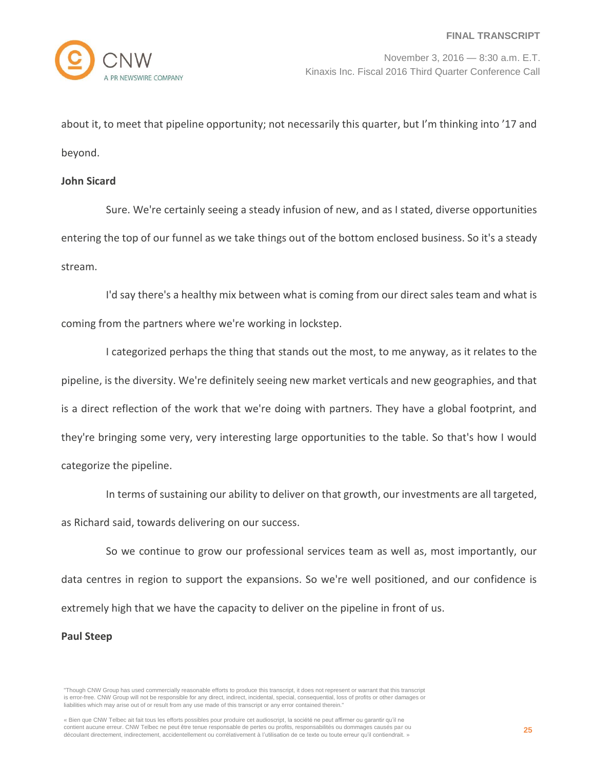about it, to meet that pipeline opportunity; not necessarily this quarter, but I'm thinking into '17 and beyond.

**John Sicard**

Sure. We're certainly seeing a steady infusion of new, and as I stated, diverse opportunities entering the top of our funnel as we take things out of the bottom enclosed business. So it's a steady stream.

I'd say there's a healthy mix between what is coming from our direct sales team and what is coming from the partners where we're working in lockstep.

I categorized perhaps the thing that stands out the most, to me anyway, as it relates to the pipeline, is the diversity. We're definitely seeing new market verticals and new geographies, and that is a direct reflection of the work that we're doing with partners. They have a global footprint, and they're bringing some very, very interesting large opportunities to the table. So that's how I would categorize the pipeline.

In terms of sustaining our ability to deliver on that growth, our investments are all targeted, as Richard said, towards delivering on our success.

So we continue to grow our professional services team as well as, most importantly, our data centres in region to support the expansions. So we're well positioned, and our confidence is extremely high that we have the capacity to deliver on the pipeline in front of us.

**Paul Steep**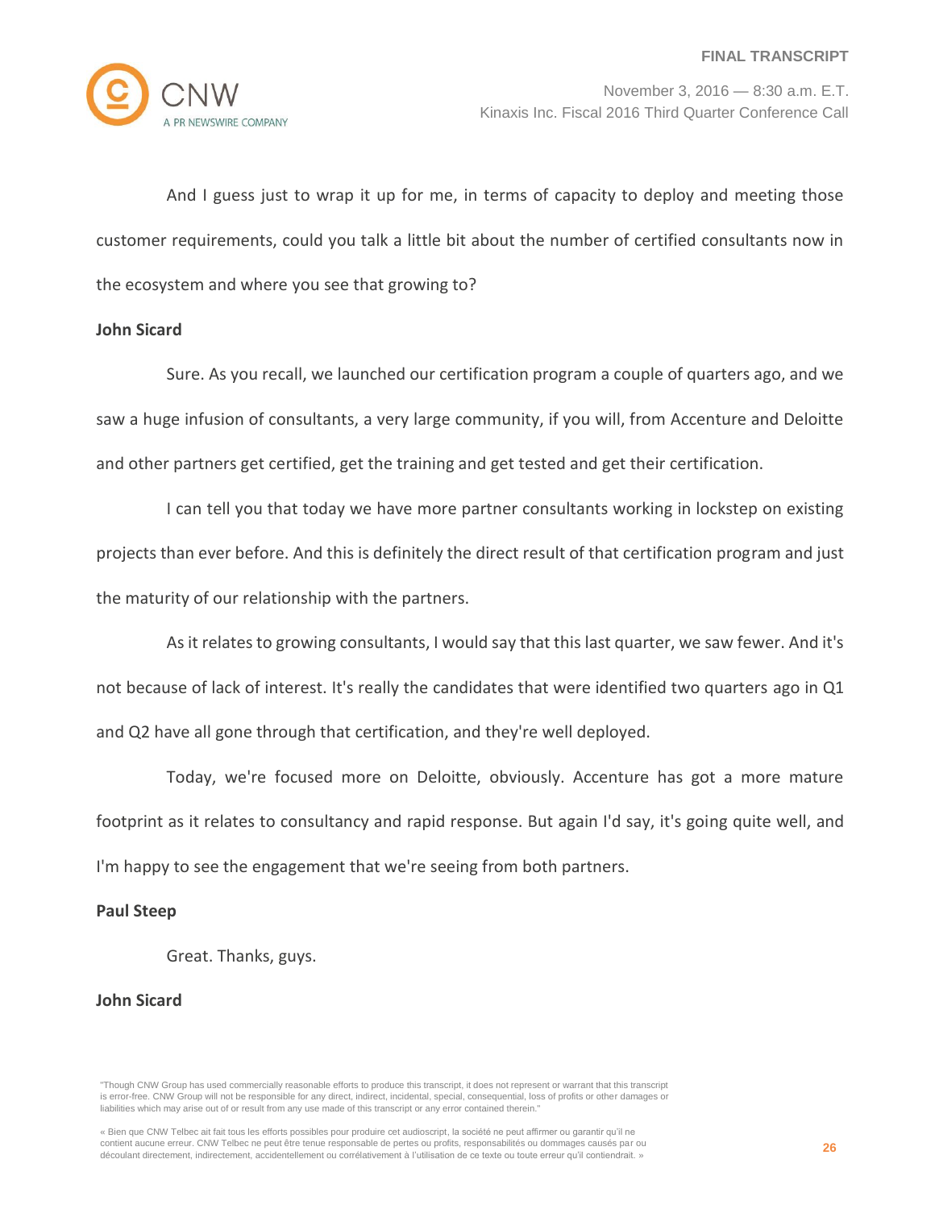And I guess just to wrap it up for me, in terms of capacity to deploy and meeting those customer requirements, could you talk a little bit about the number of certified consultants now in the ecosystem and where you see that growing to?

**John Sicard**

Sure. As you recall, we launched our certification program a couple of quarters ago, and we saw a huge infusion of consultants, a very large community, if you will, from Accenture and Deloitte and other partners get certified, get the training and get tested and get their certification.

I can tell you that today we have more partner consultants working in lockstep on existing projects than ever before. And this is definitely the direct result of that certification program and just the maturity of our relationship with the partners.

As it relates to growing consultants, I would say that this last quarter, we saw fewer. And it's not because of lack of interest. It's really the candidates that were identified two quarters ago in Q1 and Q2 have all gone through that certification, and they're well deployed.

Today, we're focused more on Deloitte, obviously. Accenture has got a more mature footprint as it relates to consultancy and rapid response. But again I'd say, it's going quite well, and I'm happy to see the engagement that we're seeing from both partners.

**Paul Steep**

Great. Thanks, guys.

**John Sicard**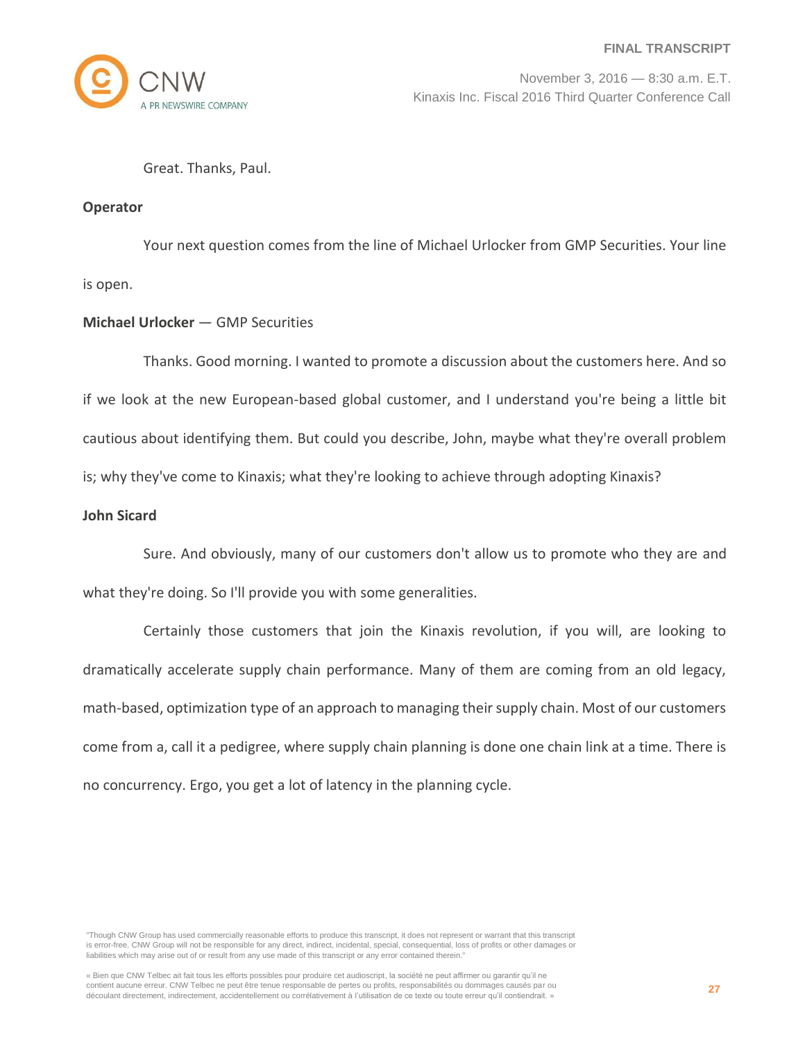Great. Thanks, Paul.

**Operator**

Your next question comes from the line of Michael Urlocker from GMP Securities. Your line is open.

**Michael Urlocker** — GMP Securities

Thanks. Good morning. I wanted to promote a discussion about the customers here. And so if we look at the new European-based global customer, and I understand you're being a little bit cautious about identifying them. But could you describe, John, maybe what they're overall problem is; why they've come to Kinaxis; what they're looking to achieve through adopting Kinaxis?

**John Sicard**

Sure. And obviously, many of our customers don't allow us to promote who they are and what they're doing. So I'll provide you with some generalities.

Certainly those customers that join the Kinaxis revolution, if you will, are looking to dramatically accelerate supply chain performance. Many of them are coming from an old legacy, math-based, optimization type of an approach to managing their supply chain. Most of our customers come from a, call it a pedigree, where supply chain planning is done one chain link at a time. There is no concurrency. Ergo, you get a lot of latency in the planning cycle.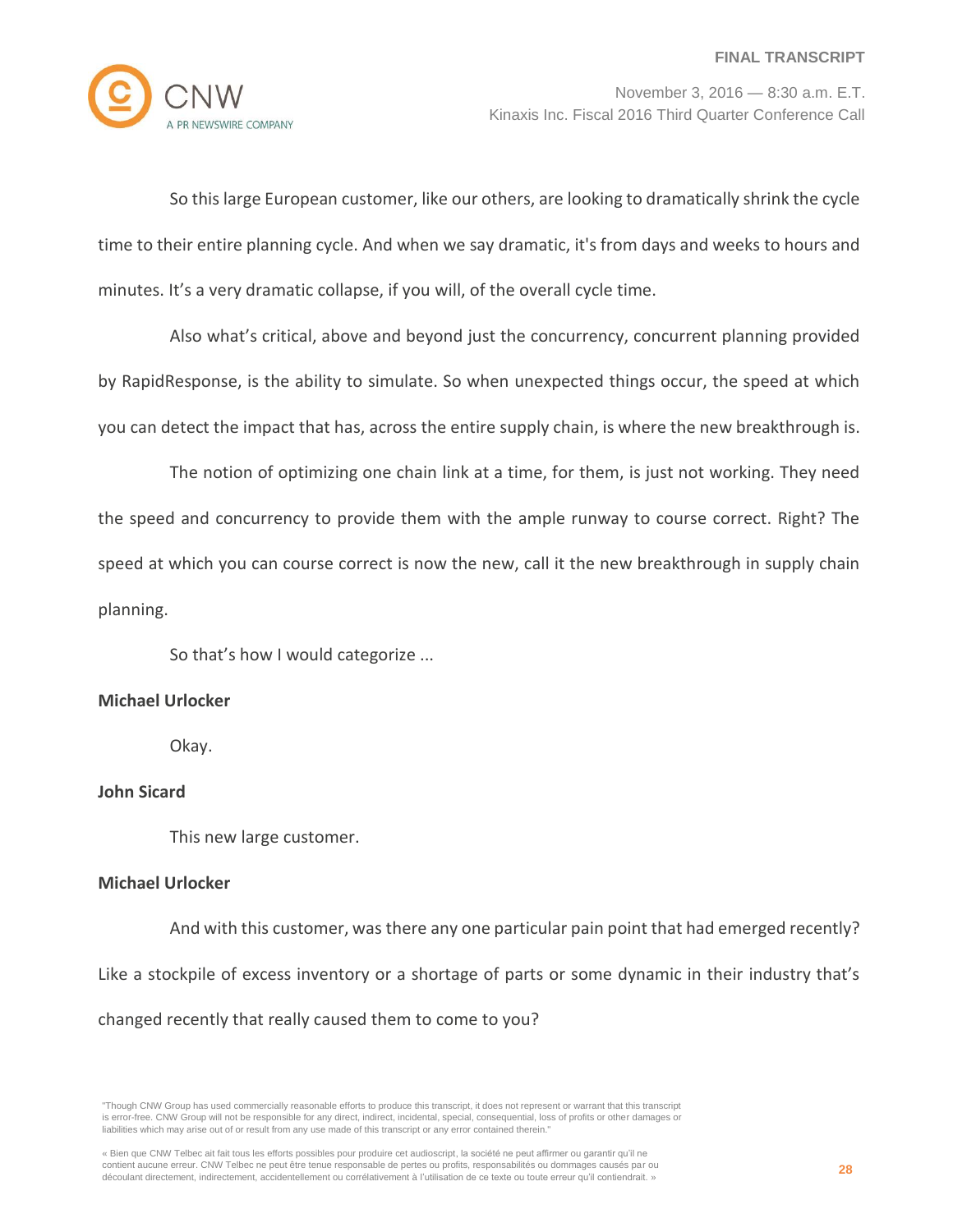So this large European customer, like our others, are looking to dramatically shrink the cycle time to their entire planning cycle. And when we say dramatic, it's from days and weeks to hours and minutes. It's a very dramatic collapse, if you will, of the overall cycle time.

Also what's critical, above and beyond just the concurrency, concurrent planning provided by RapidResponse, is the ability to simulate. So when unexpected things occur, the speed at which you can detect the impact that has, across the entire supply chain, is where the new breakthrough is.

The notion of optimizing one chain link at a time, for them, is just not working. They need the speed and concurrency to provide them with the ample runway to course correct. Right? The speed at which you can course correct is now the new, call it the new breakthrough in supply chain planning.

So that's how I would categorize ...

**Michael Urlocker**

Okay.

**John Sicard**

This new large customer.

**Michael Urlocker**

And with this customer, was there any one particular pain point that had emerged recently? Like a stockpile of excess inventory or a shortage of parts or some dynamic in their industry that's changed recently that really caused them to come to you?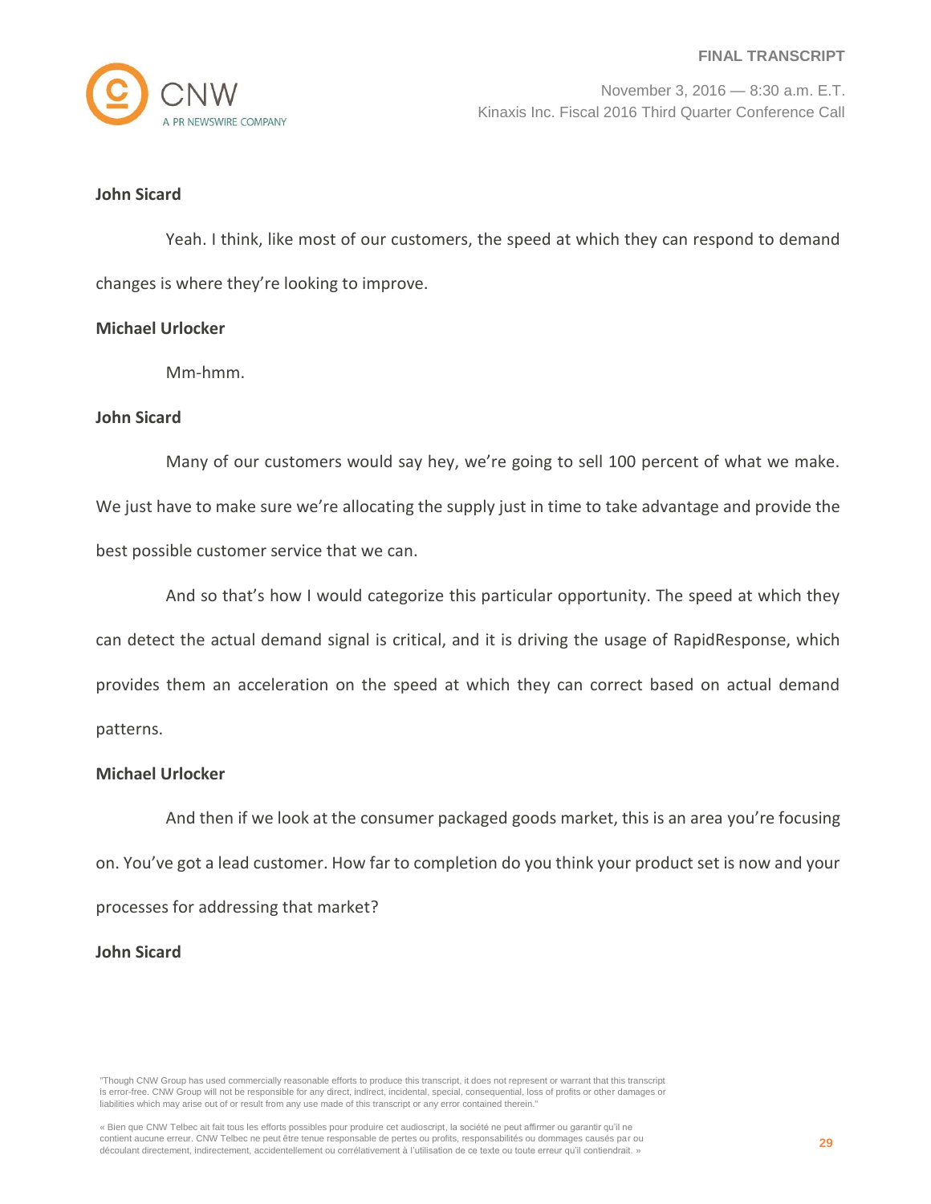**John Sicard**

Yeah. I think, like most of our customers, the speed at which they can respond to demand changes is where they're looking to improve.

**Michael Urlocker**

Mm-hmm.

**John Sicard**

Many of our customers would say hey, we're going to sell 100 percent of what we make. We just have to make sure we're allocating the supply just in time to take advantage and provide the best possible customer service that we can.

And so that's how I would categorize this particular opportunity. The speed at which they can detect the actual demand signal is critical, and it is driving the usage of RapidResponse, which provides them an acceleration on the speed at which they can correct based on actual demand patterns.

**Michael Urlocker**

And then if we look at the consumer packaged goods market, this is an area you're focusing on. You've got a lead customer. How far to completion do you think your product set is now and your processes for addressing that market?

**John Sicard**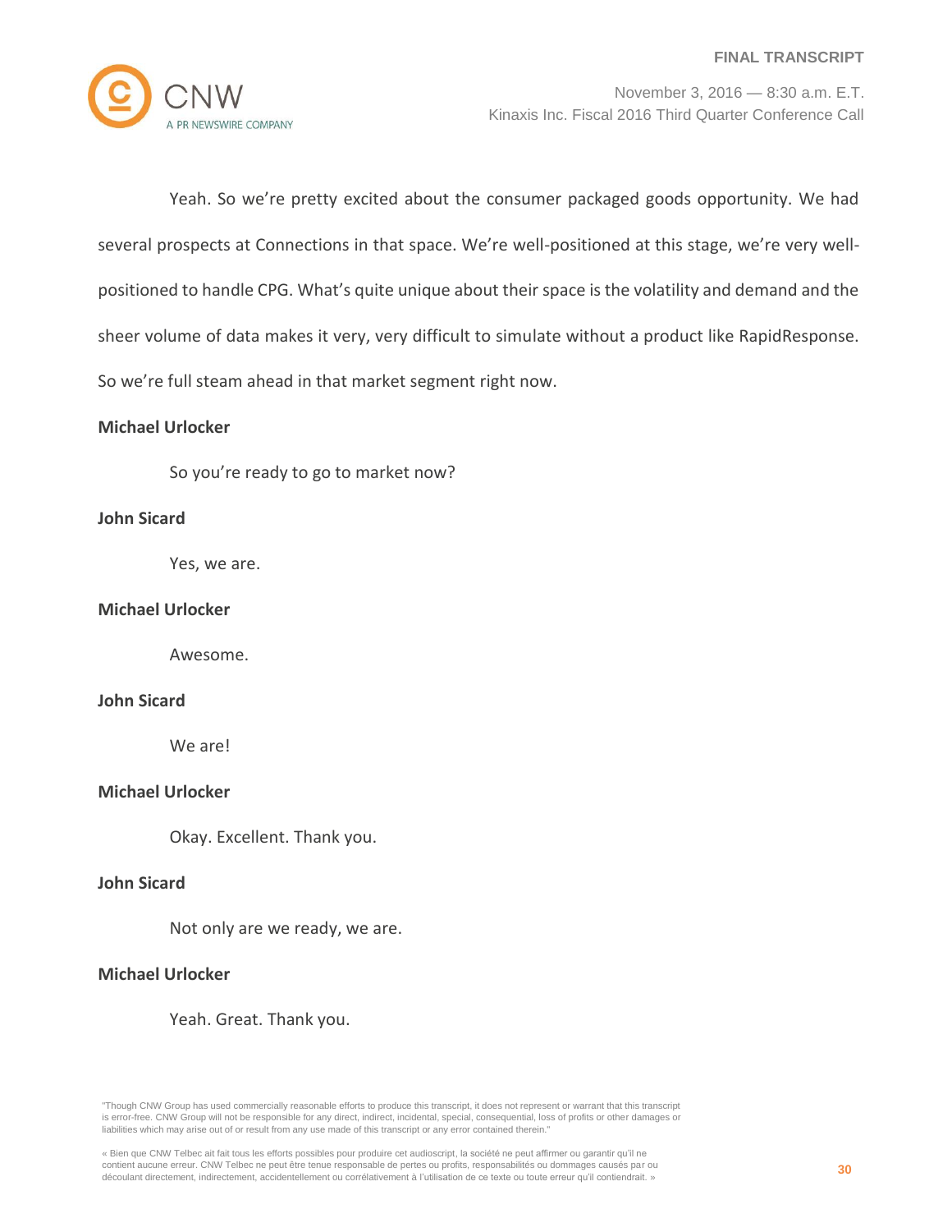Yeah. So we're pretty excited about the consumer packaged goods opportunity. We had several prospects at Connections in that space. We're well-positioned at this stage, we're very well-positioned to handle CPG. What's quite unique about their space is the volatility and demand and the sheer volume of data makes it very, very difficult to simulate without a product like RapidResponse. So we're full steam ahead in that market segment right now.

**Michael Urlocker**

So you're ready to go to market now?

**John Sicard**

Yes, we are.

**Michael Urlocker**

Awesome.

**John Sicard**

We are!

**Michael Urlocker**

Okay. Excellent. Thank you.

**John Sicard**

Not only are we ready, we are.

**Michael Urlocker**

Yeah. Great. Thank you.

"Though CNW Group has used commercially reasonable efforts to produce this transcript, it does not represent or warrant that this transcript is error-free. CNW Group will not be responsible for any direct, indirect, incidental, special, consequential, loss of profits or other damages or liabilities which may arise out of or result from any use made of this transcript or any error contained therein."

« Bien que CNW Telbec ait fait tous les efforts possibles pour produire cet audioscript, la société ne peut affirmer ou garantir qu'il ne contient aucune erreur. CNW Telbec ne peut être tenue responsable de pertes ou profits, responsabilités ou dommages causés par ou découlant directement, indirectement, accidentellement ou corrélativement à l'utilisation de ce texte ou toute erreur qu'il contiendrait. »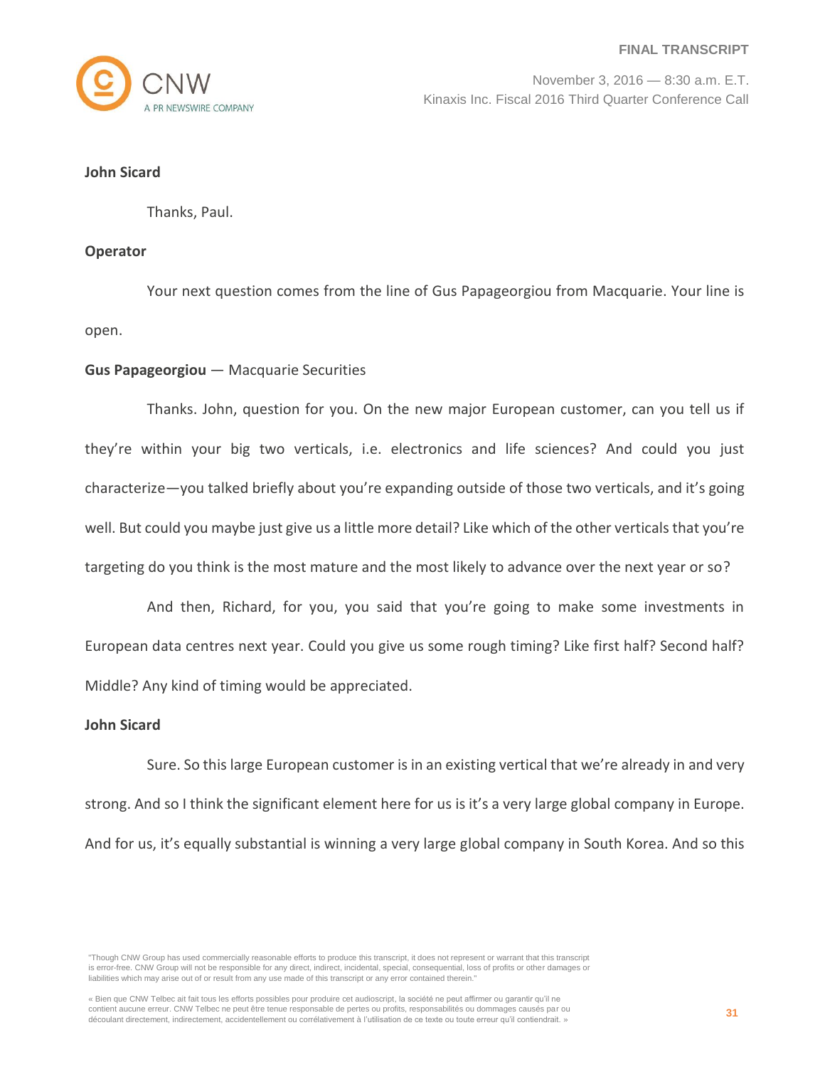**John Sicard**

Thanks, Paul.

**Operator**

Your next question comes from the line of Gus Papageorgiou from Macquarie. Your line is open.

**Gus Papageorgiou** — Macquarie Securities

Thanks. John, question for you. On the new major European customer, can you tell us if they're within your big two verticals, i.e. electronics and life sciences? And could you just characterize—you talked briefly about you're expanding outside of those two verticals, and it's going well. But could you maybe just give us a little more detail? Like which of the other verticals that you're targeting do you think is the most mature and the most likely to advance over the next year or so?

And then, Richard, for you, you said that you're going to make some investments in European data centres next year. Could you give us some rough timing? Like first half? Second half? Middle? Any kind of timing would be appreciated.

**John Sicard**

Sure. So this large European customer is in an existing vertical that we're already in and very strong. And so I think the significant element here for us is it's a very large global company in Europe. And for us, it's equally substantial is winning a very large global company in South Korea. And so this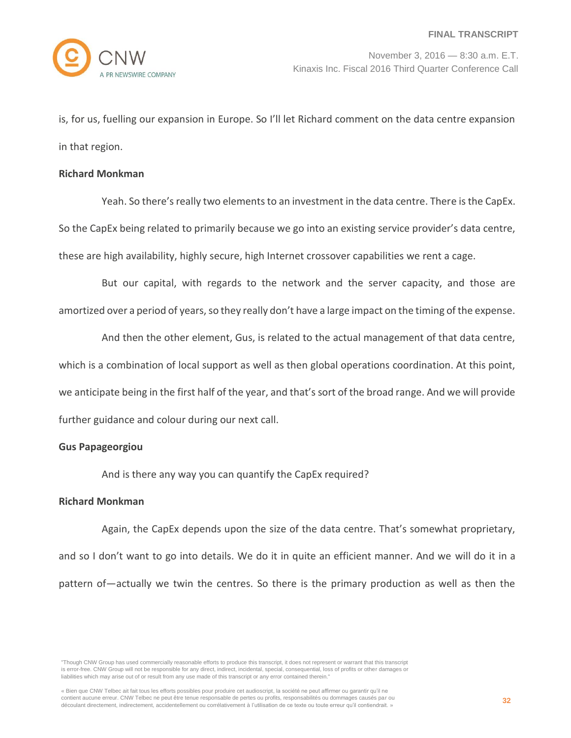is, for us, fuelling our expansion in Europe. So I'll let Richard comment on the data centre expansion in that region.

**Richard Monkman**

Yeah. So there's really two elements to an investment in the data centre. There is the CapEx. So the CapEx being related to primarily because we go into an existing service provider's data centre, these are high availability, highly secure, high Internet crossover capabilities we rent a cage.

But our capital, with regards to the network and the server capacity, and those are amortized over a period of years, so they really don't have a large impact on the timing of the expense.

And then the other element, Gus, is related to the actual management of that data centre, which is a combination of local support as well as then global operations coordination. At this point, we anticipate being in the first half of the year, and that's sort of the broad range. And we will provide further guidance and colour during our next call.

**Gus Papageorgiou**

And is there any way you can quantify the CapEx required?

**Richard Monkman**

Again, the CapEx depends upon the size of the data centre. That's somewhat proprietary, and so I don't want to go into details. We do it in quite an efficient manner. And we will do it in a pattern of—actually we twin the centres. So there is the primary production as well as then the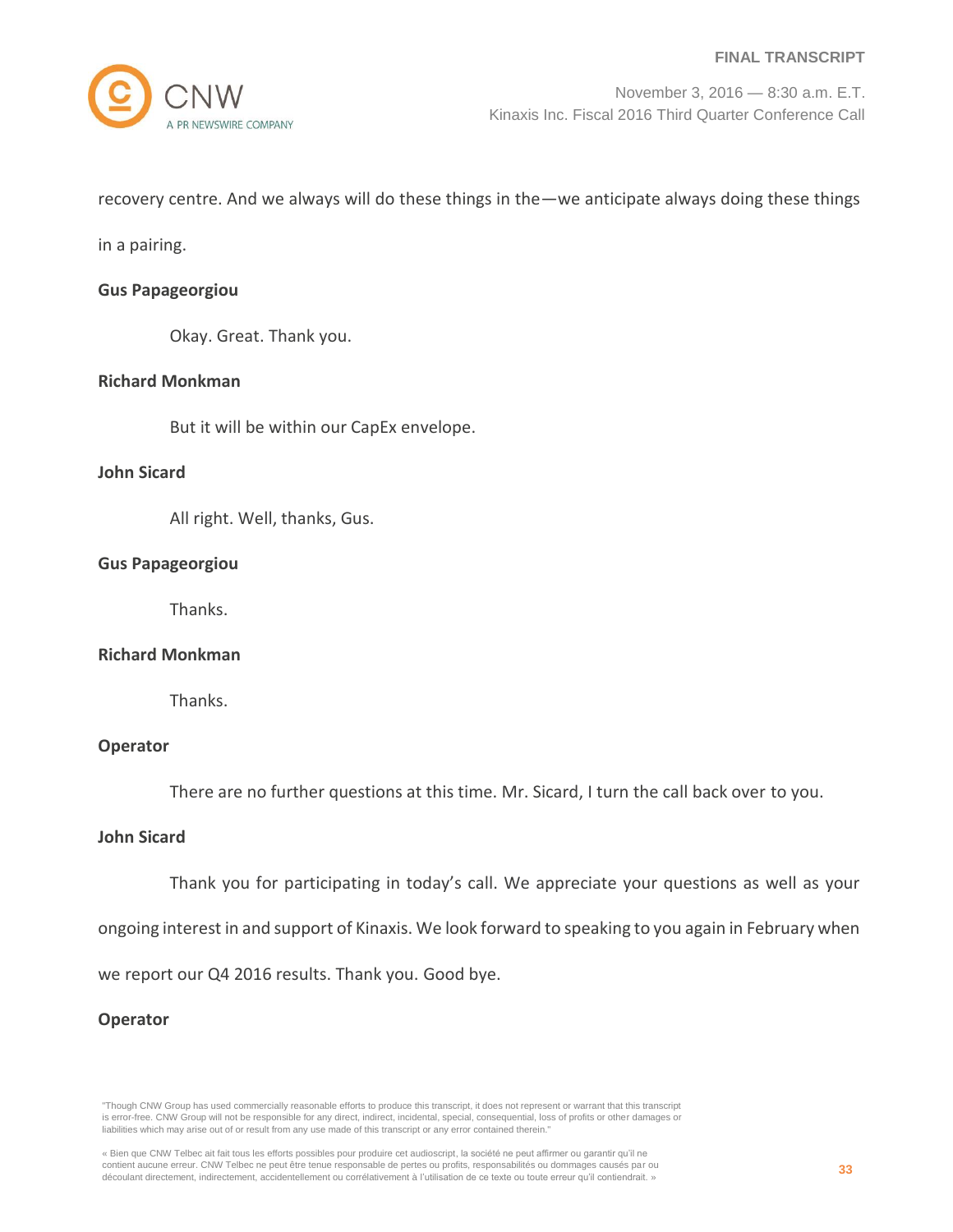recovery centre. And we always will do these things in the—we anticipate always doing these things in a pairing.

**Gus Papageorgiou**

Okay. Great. Thank you.

**Richard Monkman**

But it will be within our CapEx envelope.

**John Sicard**

All right. Well, thanks, Gus.

**Gus Papageorgiou**

Thanks.

**Richard Monkman**

Thanks.

**Operator**

There are no further questions at this time. Mr. Sicard, I turn the call back over to you.

**John Sicard**

Thank you for participating in today's call. We appreciate your questions as well as your ongoing interest in and support of Kinaxis. We look forward to speaking to you again in February when we report our Q4 2016 results. Thank you. Good bye.

**Operator**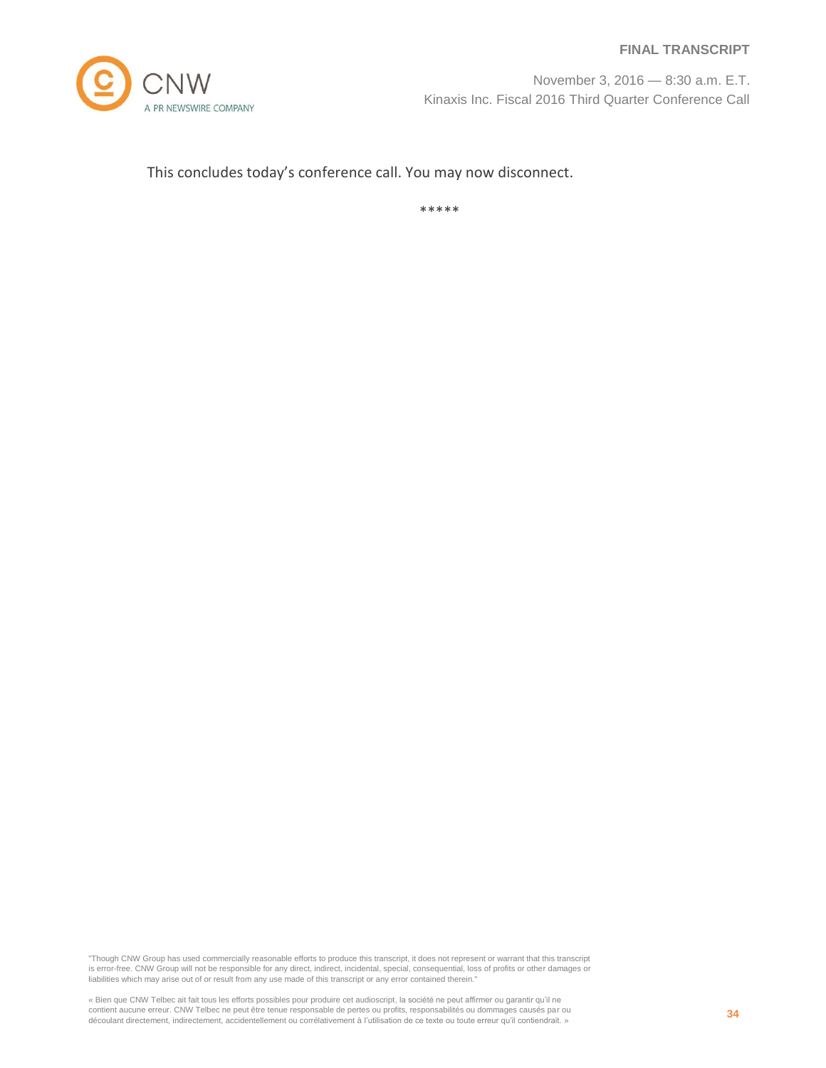This concludes today's conference call. You may now disconnect.

*****